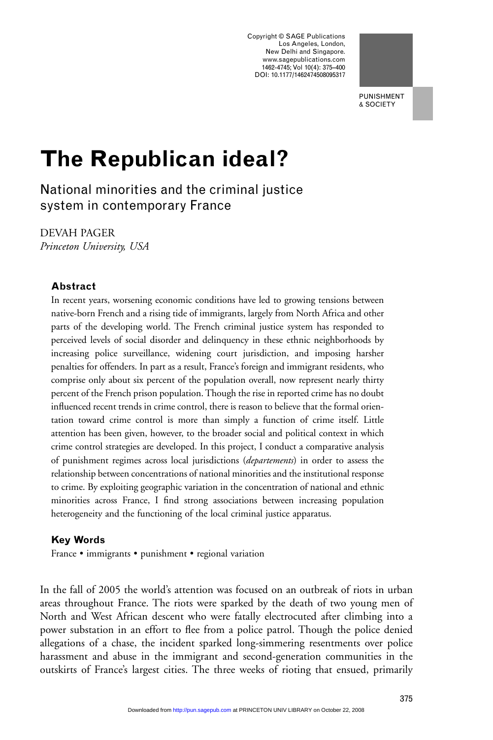# The Republican ideal?

## National minorities and the criminal justice system in contemporary France

DEVAH PAGER
*Princeton University, USA*

### Abstract

In recent years, worsening economic conditions have led to growing tensions between native-born French and a rising tide of immigrants, largely from North Africa and other parts of the developing world. The French criminal justice system has responded to perceived levels of social disorder and delinquency in these ethnic neighborhoods by increasing police surveillance, widening court jurisdiction, and imposing harsher penalties for offenders. In part as a result, France's foreign and immigrant residents, who comprise only about six percent of the population overall, now represent nearly thirty percent of the French prison population. Though the rise in reported crime has no doubt influenced recent trends in crime control, there is reason to believe that the formal orientation toward crime control is more than simply a function of crime itself. Little attention has been given, however, to the broader social and political context in which crime control strategies are developed. In this project, I conduct a comparative analysis of punishment regimes across local jurisdictions (*departements*) in order to assess the relationship between concentrations of national minorities and the institutional response to crime. By exploiting geographic variation in the concentration of national and ethnic minorities across France, I find strong associations between increasing population heterogeneity and the functioning of the local criminal justice apparatus.

### Key Words

France • immigrants • punishment • regional variation

In the fall of 2005 the world's attention was focused on an outbreak of riots in urban areas throughout France. The riots were sparked by the death of two young men of North and West African descent who were fatally electrocuted after climbing into a power substation in an effort to flee from a police patrol. Though the police denied allegations of a chase, the incident sparked long-simmering resentments over police harassment and abuse in the immigrant and second-generation communities in the outskirts of France's largest cities. The three weeks of rioting that ensued, primarily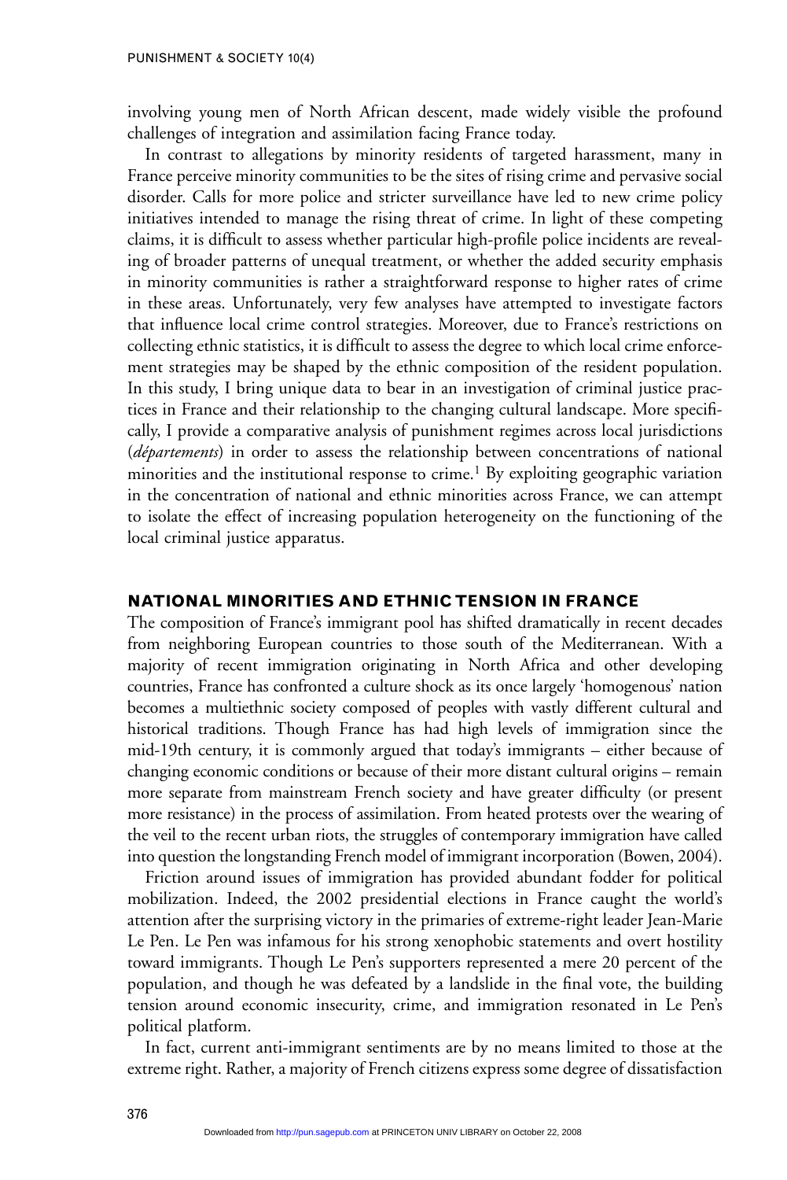involving young men of North African descent, made widely visible the profound challenges of integration and assimilation facing France today.

In contrast to allegations by minority residents of targeted harassment, many in France perceive minority communities to be the sites of rising crime and pervasive social disorder. Calls for more police and stricter surveillance have led to new crime policy initiatives intended to manage the rising threat of crime. In light of these competing claims, it is difficult to assess whether particular high-profile police incidents are revealing of broader patterns of unequal treatment, or whether the added security emphasis in minority communities is rather a straightforward response to higher rates of crime in these areas. Unfortunately, very few analyses have attempted to investigate factors that influence local crime control strategies. Moreover, due to France's restrictions on collecting ethnic statistics, it is difficult to assess the degree to which local crime enforcement strategies may be shaped by the ethnic composition of the resident population. In this study, I bring unique data to bear in an investigation of criminal justice practices in France and their relationship to the changing cultural landscape. More specifically, I provide a comparative analysis of punishment regimes across local jurisdictions (*départements*) in order to assess the relationship between concentrations of national minorities and the institutional response to crime.[1] By exploiting geographic variation in the concentration of national and ethnic minorities across France, we can attempt to isolate the effect of increasing population heterogeneity on the functioning of the local criminal justice apparatus.

## NATIONAL MINORITIES AND ETHNIC TENSION IN FRANCE

The composition of France's immigrant pool has shifted dramatically in recent decades from neighboring European countries to those south of the Mediterranean. With a majority of recent immigration originating in North Africa and other developing countries, France has confronted a culture shock as its once largely 'homogenous' nation becomes a multiethnic society composed of peoples with vastly different cultural and historical traditions. Though France has had high levels of immigration since the mid-19th century, it is commonly argued that today's immigrants – either because of changing economic conditions or because of their more distant cultural origins – remain more separate from mainstream French society and have greater difficulty (or present more resistance) in the process of assimilation. From heated protests over the wearing of the veil to the recent urban riots, the struggles of contemporary immigration have called into question the longstanding French model of immigrant incorporation (Bowen, 2004).

Friction around issues of immigration has provided abundant fodder for political mobilization. Indeed, the 2002 presidential elections in France caught the world's attention after the surprising victory in the primaries of extreme-right leader Jean-Marie Le Pen. Le Pen was infamous for his strong xenophobic statements and overt hostility toward immigrants. Though Le Pen's supporters represented a mere 20 percent of the population, and though he was defeated by a landslide in the final vote, the building tension around economic insecurity, crime, and immigration resonated in Le Pen's political platform.

In fact, current anti-immigrant sentiments are by no means limited to those at the extreme right. Rather, a majority of French citizens express some degree of dissatisfaction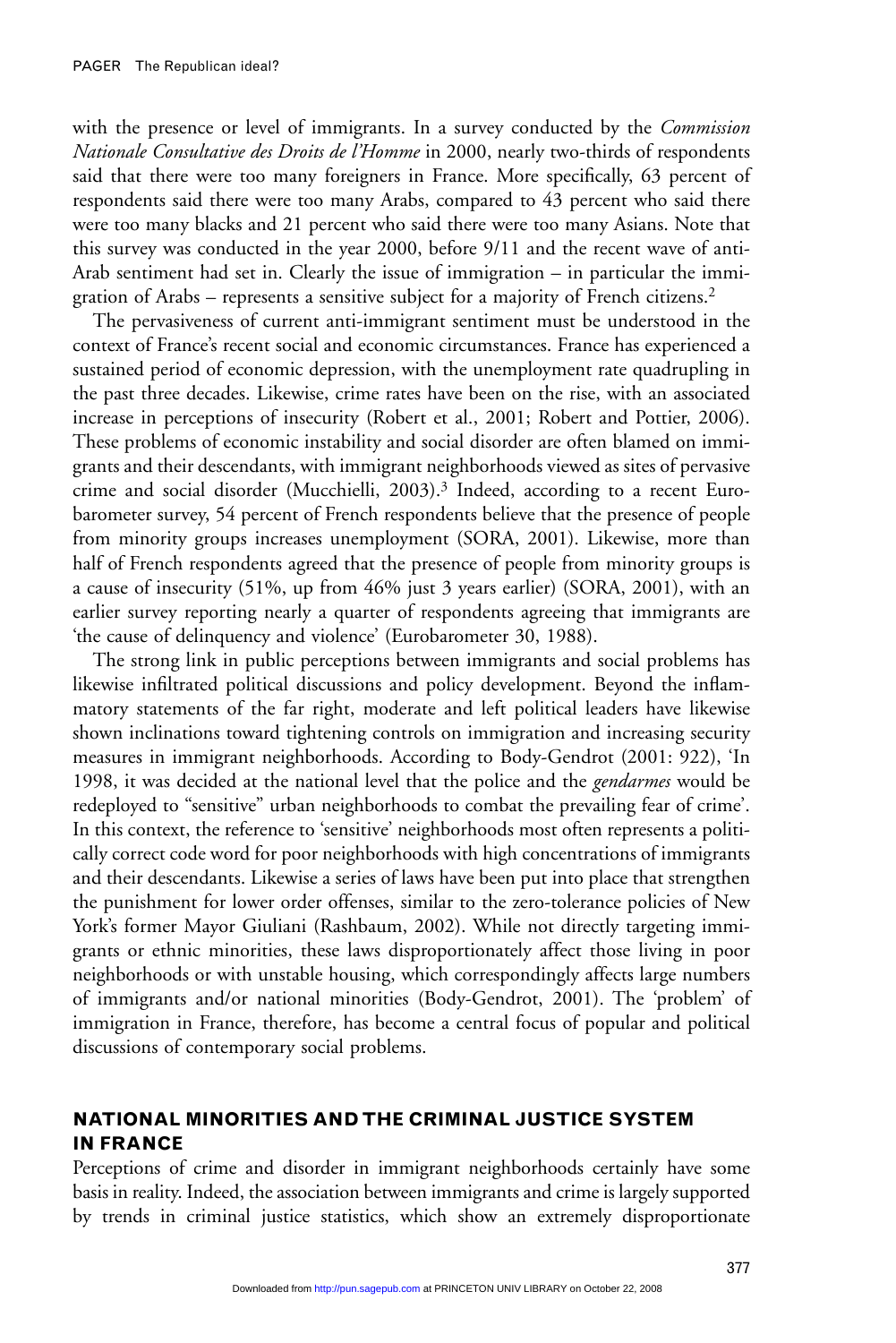with the presence or level of immigrants. In a survey conducted by the *Commission Nationale Consultative des Droits de l'Homme* in 2000, nearly two-thirds of respondents said that there were too many foreigners in France. More specifically, 63 percent of respondents said there were too many Arabs, compared to 43 percent who said there were too many blacks and 21 percent who said there were too many Asians. Note that this survey was conducted in the year 2000, before 9/11 and the recent wave of anti-Arab sentiment had set in. Clearly the issue of immigration – in particular the immigration of Arabs – represents a sensitive subject for a majority of French citizens.[2]

The pervasiveness of current anti-immigrant sentiment must be understood in the context of France's recent social and economic circumstances. France has experienced a sustained period of economic depression, with the unemployment rate quadrupling in the past three decades. Likewise, crime rates have been on the rise, with an associated increase in perceptions of insecurity (Robert et al., 2001; Robert and Pottier, 2006). These problems of economic instability and social disorder are often blamed on immigrants and their descendants, with immigrant neighborhoods viewed as sites of pervasive crime and social disorder (Mucchielli, 2003).[3] Indeed, according to a recent Eurobarometer survey, 54 percent of French respondents believe that the presence of people from minority groups increases unemployment (SORA, 2001). Likewise, more than half of French respondents agreed that the presence of people from minority groups is a cause of insecurity (51%, up from 46% just 3 years earlier) (SORA, 2001), with an earlier survey reporting nearly a quarter of respondents agreeing that immigrants are 'the cause of delinquency and violence' (Eurobarometer 30, 1988).

The strong link in public perceptions between immigrants and social problems has likewise infiltrated political discussions and policy development. Beyond the inflammatory statements of the far right, moderate and left political leaders have likewise shown inclinations toward tightening controls on immigration and increasing security measures in immigrant neighborhoods. According to Body-Gendrot (2001: 922), 'In 1998, it was decided at the national level that the police and the *gendarmes* would be redeployed to "sensitive" urban neighborhoods to combat the prevailing fear of crime'. In this context, the reference to 'sensitive' neighborhoods most often represents a politically correct code word for poor neighborhoods with high concentrations of immigrants and their descendants. Likewise a series of laws have been put into place that strengthen the punishment for lower order offenses, similar to the zero-tolerance policies of New York's former Mayor Giuliani (Rashbaum, 2002). While not directly targeting immigrants or ethnic minorities, these laws disproportionately affect those living in poor neighborhoods or with unstable housing, which correspondingly affects large numbers of immigrants and/or national minorities (Body-Gendrot, 2001). The 'problem' of immigration in France, therefore, has become a central focus of popular and political discussions of contemporary social problems.

## NATIONAL MINORITIES AND THE CRIMINAL JUSTICE SYSTEM IN FRANCE

Perceptions of crime and disorder in immigrant neighborhoods certainly have some basis in reality. Indeed, the association between immigrants and crime is largely supported by trends in criminal justice statistics, which show an extremely disproportionate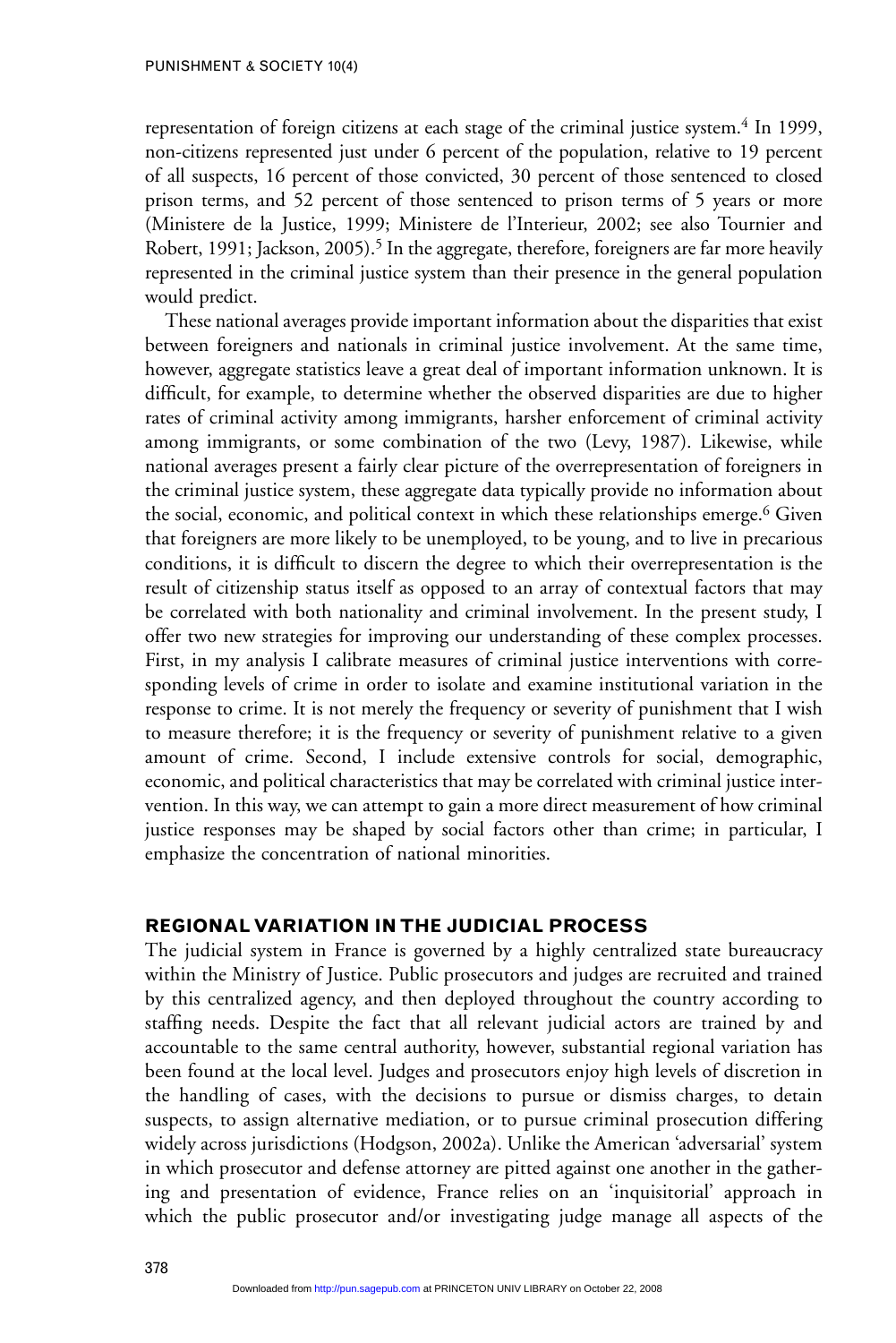representation of foreign citizens at each stage of the criminal justice system.[4] In 1999, non-citizens represented just under 6 percent of the population, relative to 19 percent of all suspects, 16 percent of those convicted, 30 percent of those sentenced to closed prison terms, and 52 percent of those sentenced to prison terms of 5 years or more (Ministere de la Justice, 1999; Ministere de l'Interieur, 2002; see also Tournier and Robert, 1991; Jackson, 2005).[5] In the aggregate, therefore, foreigners are far more heavily represented in the criminal justice system than their presence in the general population would predict.

These national averages provide important information about the disparities that exist between foreigners and nationals in criminal justice involvement. At the same time, however, aggregate statistics leave a great deal of important information unknown. It is difficult, for example, to determine whether the observed disparities are due to higher rates of criminal activity among immigrants, harsher enforcement of criminal activity among immigrants, or some combination of the two (Levy, 1987). Likewise, while national averages present a fairly clear picture of the overrepresentation of foreigners in the criminal justice system, these aggregate data typically provide no information about the social, economic, and political context in which these relationships emerge.[6] Given that foreigners are more likely to be unemployed, to be young, and to live in precarious conditions, it is difficult to discern the degree to which their overrepresentation is the result of citizenship status itself as opposed to an array of contextual factors that may be correlated with both nationality and criminal involvement. In the present study, I offer two new strategies for improving our understanding of these complex processes. First, in my analysis I calibrate measures of criminal justice interventions with corresponding levels of crime in order to isolate and examine institutional variation in the response to crime. It is not merely the frequency or severity of punishment that I wish to measure therefore; it is the frequency or severity of punishment relative to a given amount of crime. Second, I include extensive controls for social, demographic, economic, and political characteristics that may be correlated with criminal justice intervention. In this way, we can attempt to gain a more direct measurement of how criminal justice responses may be shaped by social factors other than crime; in particular, I emphasize the concentration of national minorities.

## REGIONAL VARIATION IN THE JUDICIAL PROCESS

The judicial system in France is governed by a highly centralized state bureaucracy within the Ministry of Justice. Public prosecutors and judges are recruited and trained by this centralized agency, and then deployed throughout the country according to staffing needs. Despite the fact that all relevant judicial actors are trained by and accountable to the same central authority, however, substantial regional variation has been found at the local level. Judges and prosecutors enjoy high levels of discretion in the handling of cases, with the decisions to pursue or dismiss charges, to detain suspects, to assign alternative mediation, or to pursue criminal prosecution differing widely across jurisdictions (Hodgson, 2002a). Unlike the American 'adversarial' system in which prosecutor and defense attorney are pitted against one another in the gathering and presentation of evidence, France relies on an 'inquisitorial' approach in which the public prosecutor and/or investigating judge manage all aspects of the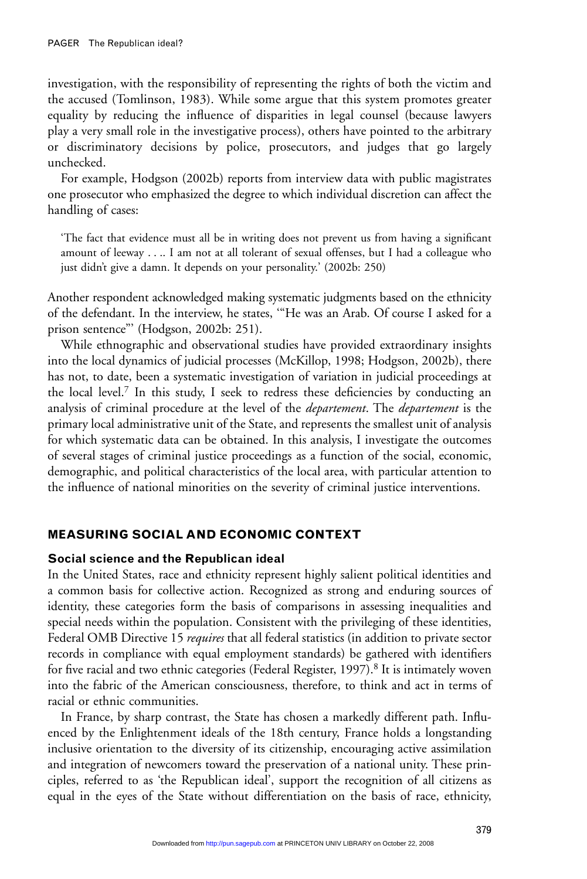investigation, with the responsibility of representing the rights of both the victim and the accused (Tomlinson, 1983). While some argue that this system promotes greater equality by reducing the influence of disparities in legal counsel (because lawyers play a very small role in the investigative process), others have pointed to the arbitrary or discriminatory decisions by police, prosecutors, and judges that go largely unchecked.

For example, Hodgson (2002b) reports from interview data with public magistrates one prosecutor who emphasized the degree to which individual discretion can affect the handling of cases:

> 'The fact that evidence must all be in writing does not prevent us from having a significant amount of leeway . . .. I am not at all tolerant of sexual offenses, but I had a colleague who just didn't give a damn. It depends on your personality.' (2002b: 250)

Another respondent acknowledged making systematic judgments based on the ethnicity of the defendant. In the interview, he states, '"He was an Arab. Of course I asked for a prison sentence"' (Hodgson, 2002b: 251).

While ethnographic and observational studies have provided extraordinary insights into the local dynamics of judicial processes (McKillop, 1998; Hodgson, 2002b), there has not, to date, been a systematic investigation of variation in judicial proceedings at the local level.[7] In this study, I seek to redress these deficiencies by conducting an analysis of criminal procedure at the level of the *departement*. The *departement* is the primary local administrative unit of the State, and represents the smallest unit of analysis for which systematic data can be obtained. In this analysis, I investigate the outcomes of several stages of criminal justice proceedings as a function of the social, economic, demographic, and political characteristics of the local area, with particular attention to the influence of national minorities on the severity of criminal justice interventions.

## MEASURING SOCIAL AND ECONOMIC CONTEXT

### Social science and the Republican ideal

In the United States, race and ethnicity represent highly salient political identities and a common basis for collective action. Recognized as strong and enduring sources of identity, these categories form the basis of comparisons in assessing inequalities and special needs within the population. Consistent with the privileging of these identities, Federal OMB Directive 15 *requires* that all federal statistics (in addition to private sector records in compliance with equal employment standards) be gathered with identifiers for five racial and two ethnic categories (Federal Register, 1997).[8] It is intimately woven into the fabric of the American consciousness, therefore, to think and act in terms of racial or ethnic communities.

In France, by sharp contrast, the State has chosen a markedly different path. Influenced by the Enlightenment ideals of the 18th century, France holds a longstanding inclusive orientation to the diversity of its citizenship, encouraging active assimilation and integration of newcomers toward the preservation of a national unity. These principles, referred to as 'the Republican ideal', support the recognition of all citizens as equal in the eyes of the State without differentiation on the basis of race, ethnicity,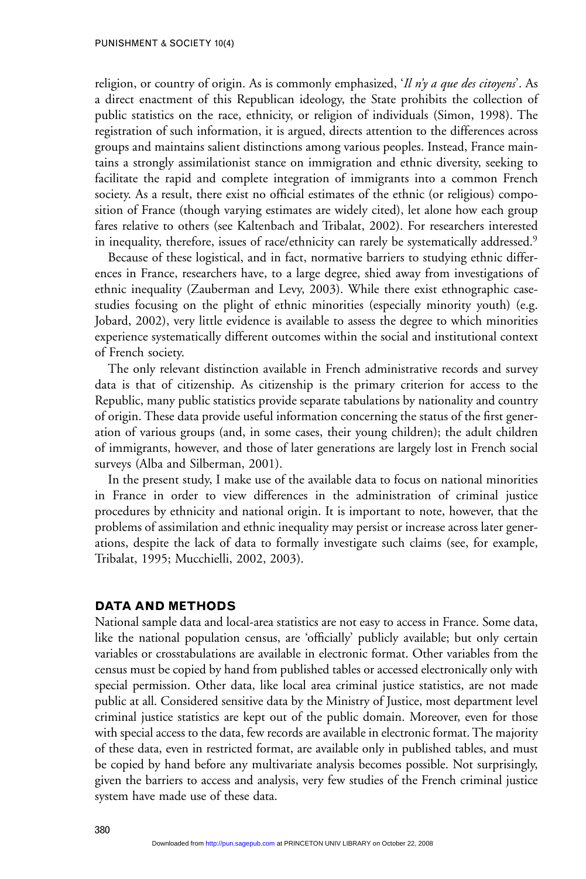religion, or country of origin. As is commonly emphasized, '*Il n'y a que des citoyens*'. As a direct enactment of this Republican ideology, the State prohibits the collection of public statistics on the race, ethnicity, or religion of individuals (Simon, 1998). The registration of such information, it is argued, directs attention to the differences across groups and maintains salient distinctions among various peoples. Instead, France maintains a strongly assimilationist stance on immigration and ethnic diversity, seeking to facilitate the rapid and complete integration of immigrants into a common French society. As a result, there exist no official estimates of the ethnic (or religious) composition of France (though varying estimates are widely cited), let alone how each group fares relative to others (see Kaltenbach and Tribalat, 2002). For researchers interested in inequality, therefore, issues of race/ethnicity can rarely be systematically addressed.[9]

Because of these logistical, and in fact, normative barriers to studying ethnic differences in France, researchers have, to a large degree, shied away from investigations of ethnic inequality (Zauberman and Levy, 2003). While there exist ethnographic case-studies focusing on the plight of ethnic minorities (especially minority youth) (e.g. Jobard, 2002), very little evidence is available to assess the degree to which minorities experience systematically different outcomes within the social and institutional context of French society.

The only relevant distinction available in French administrative records and survey data is that of citizenship. As citizenship is the primary criterion for access to the Republic, many public statistics provide separate tabulations by nationality and country of origin. These data provide useful information concerning the status of the first generation of various groups (and, in some cases, their young children); the adult children of immigrants, however, and those of later generations are largely lost in French social surveys (Alba and Silberman, 2001).

In the present study, I make use of the available data to focus on national minorities in France in order to view differences in the administration of criminal justice procedures by ethnicity and national origin. It is important to note, however, that the problems of assimilation and ethnic inequality may persist or increase across later generations, despite the lack of data to formally investigate such claims (see, for example, Tribalat, 1995; Mucchielli, 2002, 2003).

## DATA AND METHODS

National sample data and local-area statistics are not easy to access in France. Some data, like the national population census, are 'officially' publicly available; but only certain variables or crosstabulations are available in electronic format. Other variables from the census must be copied by hand from published tables or accessed electronically only with special permission. Other data, like local area criminal justice statistics, are not made public at all. Considered sensitive data by the Ministry of Justice, most department level criminal justice statistics are kept out of the public domain. Moreover, even for those with special access to the data, few records are available in electronic format. The majority of these data, even in restricted format, are available only in published tables, and must be copied by hand before any multivariate analysis becomes possible. Not surprisingly, given the barriers to access and analysis, very few studies of the French criminal justice system have made use of these data.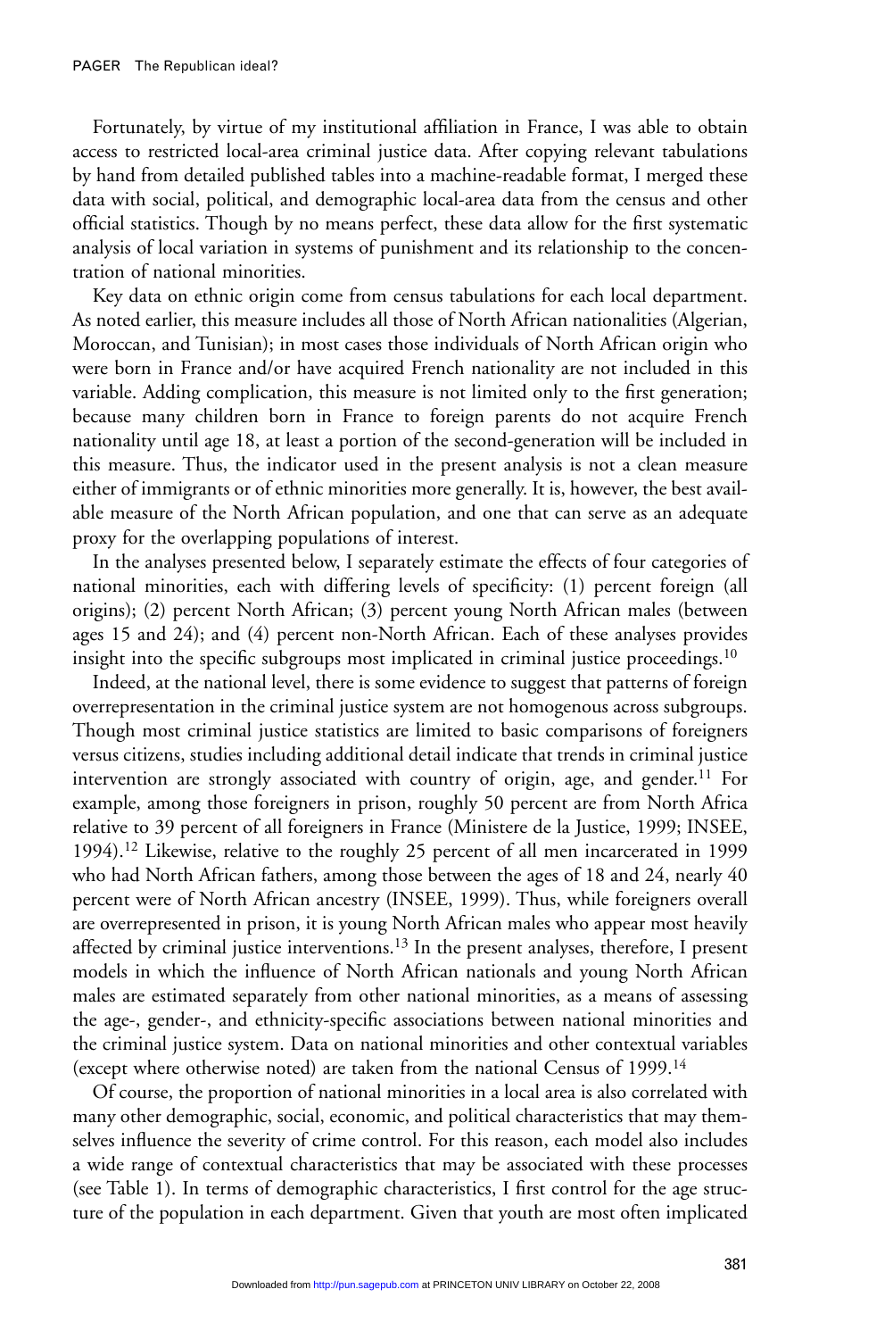Fortunately, by virtue of my institutional affiliation in France, I was able to obtain access to restricted local-area criminal justice data. After copying relevant tabulations by hand from detailed published tables into a machine-readable format, I merged these data with social, political, and demographic local-area data from the census and other official statistics. Though by no means perfect, these data allow for the first systematic analysis of local variation in systems of punishment and its relationship to the concentration of national minorities.

Key data on ethnic origin come from census tabulations for each local department. As noted earlier, this measure includes all those of North African nationalities (Algerian, Moroccan, and Tunisian); in most cases those individuals of North African origin who were born in France and/or have acquired French nationality are not included in this variable. Adding complication, this measure is not limited only to the first generation; because many children born in France to foreign parents do not acquire French nationality until age 18, at least a portion of the second-generation will be included in this measure. Thus, the indicator used in the present analysis is not a clean measure either of immigrants or of ethnic minorities more generally. It is, however, the best available measure of the North African population, and one that can serve as an adequate proxy for the overlapping populations of interest.

In the analyses presented below, I separately estimate the effects of four categories of national minorities, each with differing levels of specificity: (1) percent foreign (all origins); (2) percent North African; (3) percent young North African males (between ages 15 and 24); and (4) percent non-North African. Each of these analyses provides insight into the specific subgroups most implicated in criminal justice proceedings.[10]

Indeed, at the national level, there is some evidence to suggest that patterns of foreign overrepresentation in the criminal justice system are not homogenous across subgroups. Though most criminal justice statistics are limited to basic comparisons of foreigners versus citizens, studies including additional detail indicate that trends in criminal justice intervention are strongly associated with country of origin, age, and gender.[11] For example, among those foreigners in prison, roughly 50 percent are from North Africa relative to 39 percent of all foreigners in France (Ministere de la Justice, 1999; INSEE, 1994).[12] Likewise, relative to the roughly 25 percent of all men incarcerated in 1999 who had North African fathers, among those between the ages of 18 and 24, nearly 40 percent were of North African ancestry (INSEE, 1999). Thus, while foreigners overall are overrepresented in prison, it is young North African males who appear most heavily affected by criminal justice interventions.[13] In the present analyses, therefore, I present models in which the influence of North African nationals and young North African males are estimated separately from other national minorities, as a means of assessing the age-, gender-, and ethnicity-specific associations between national minorities and the criminal justice system. Data on national minorities and other contextual variables (except where otherwise noted) are taken from the national Census of 1999.[14]

Of course, the proportion of national minorities in a local area is also correlated with many other demographic, social, economic, and political characteristics that may themselves influence the severity of crime control. For this reason, each model also includes a wide range of contextual characteristics that may be associated with these processes (see Table 1). In terms of demographic characteristics, I first control for the age structure of the population in each department. Given that youth are most often implicated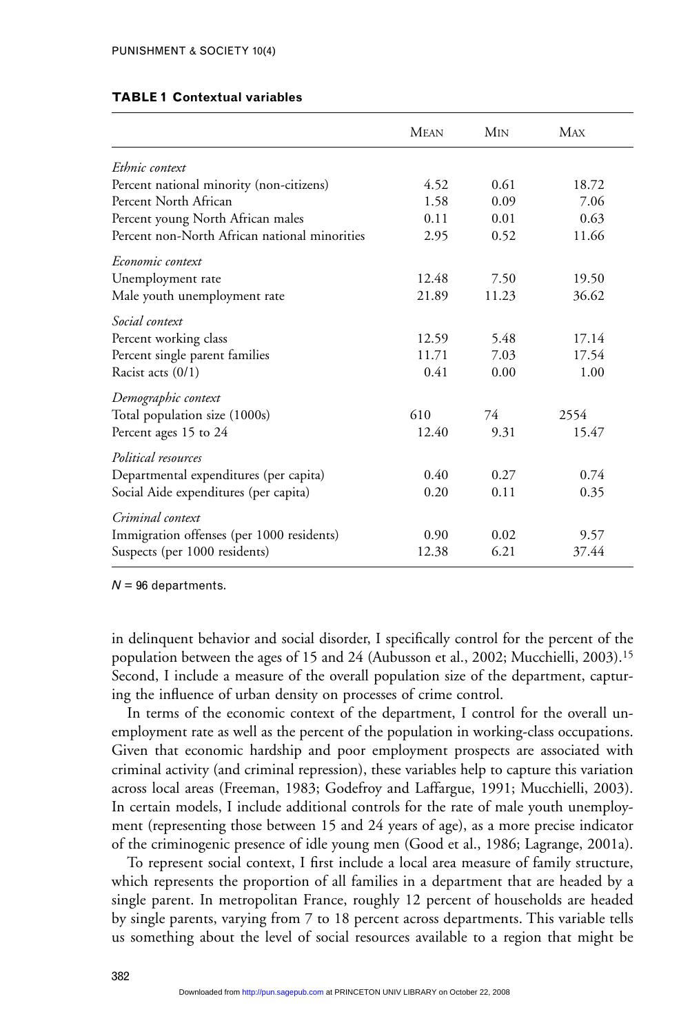**TABLE 1 Contextual variables**

| | Mean | Min | Max |
|---|---|---|---|
| *Ethnic context* | | | |
| Percent national minority (non-citizens) | 4.52 | 0.61 | 18.72 |
| Percent North African | 1.58 | 0.09 | 7.06 |
| Percent young North African males | 0.11 | 0.01 | 0.63 |
| Percent non-North African national minorities | 2.95 | 0.52 | 11.66 |
| *Economic context* | | | |
| Unemployment rate | 12.48 | 7.50 | 19.50 |
| Male youth unemployment rate | 21.89 | 11.23 | 36.62 |
| *Social context* | | | |
| Percent working class | 12.59 | 5.48 | 17.14 |
| Percent single parent families | 11.71 | 7.03 | 17.54 |
| Racist acts (0/1) | 0.41 | 0.00 | 1.00 |
| *Demographic context* | | | |
| Total population size (1000s) | 610 | 74 | 2554 |
| Percent ages 15 to 24 | 12.40 | 9.31 | 15.47 |
| *Political resources* | | | |
| Departmental expenditures (per capita) | 0.40 | 0.27 | 0.74 |
| Social Aide expenditures (per capita) | 0.20 | 0.11 | 0.35 |
| *Criminal context* | | | |
| Immigration offenses (per 1000 residents) | 0.90 | 0.02 | 9.57 |
| Suspects (per 1000 residents) | 12.38 | 6.21 | 37.44 |

$N = 96$ departments.

in delinquent behavior and social disorder, I specifically control for the percent of the population between the ages of 15 and 24 (Aubusson et al., 2002; Mucchielli, 2003).[15] Second, I include a measure of the overall population size of the department, capturing the influence of urban density on processes of crime control.

In terms of the economic context of the department, I control for the overall unemployment rate as well as the percent of the population in working-class occupations. Given that economic hardship and poor employment prospects are associated with criminal activity (and criminal repression), these variables help to capture this variation across local areas (Freeman, 1983; Godefroy and Laffargue, 1991; Mucchielli, 2003). In certain models, I include additional controls for the rate of male youth unemployment (representing those between 15 and 24 years of age), as a more precise indicator of the criminogenic presence of idle young men (Good et al., 1986; Lagrange, 2001a).

To represent social context, I first include a local area measure of family structure, which represents the proportion of all families in a department that are headed by a single parent. In metropolitan France, roughly 12 percent of households are headed by single parents, varying from 7 to 18 percent across departments. This variable tells us something about the level of social resources available to a region that might be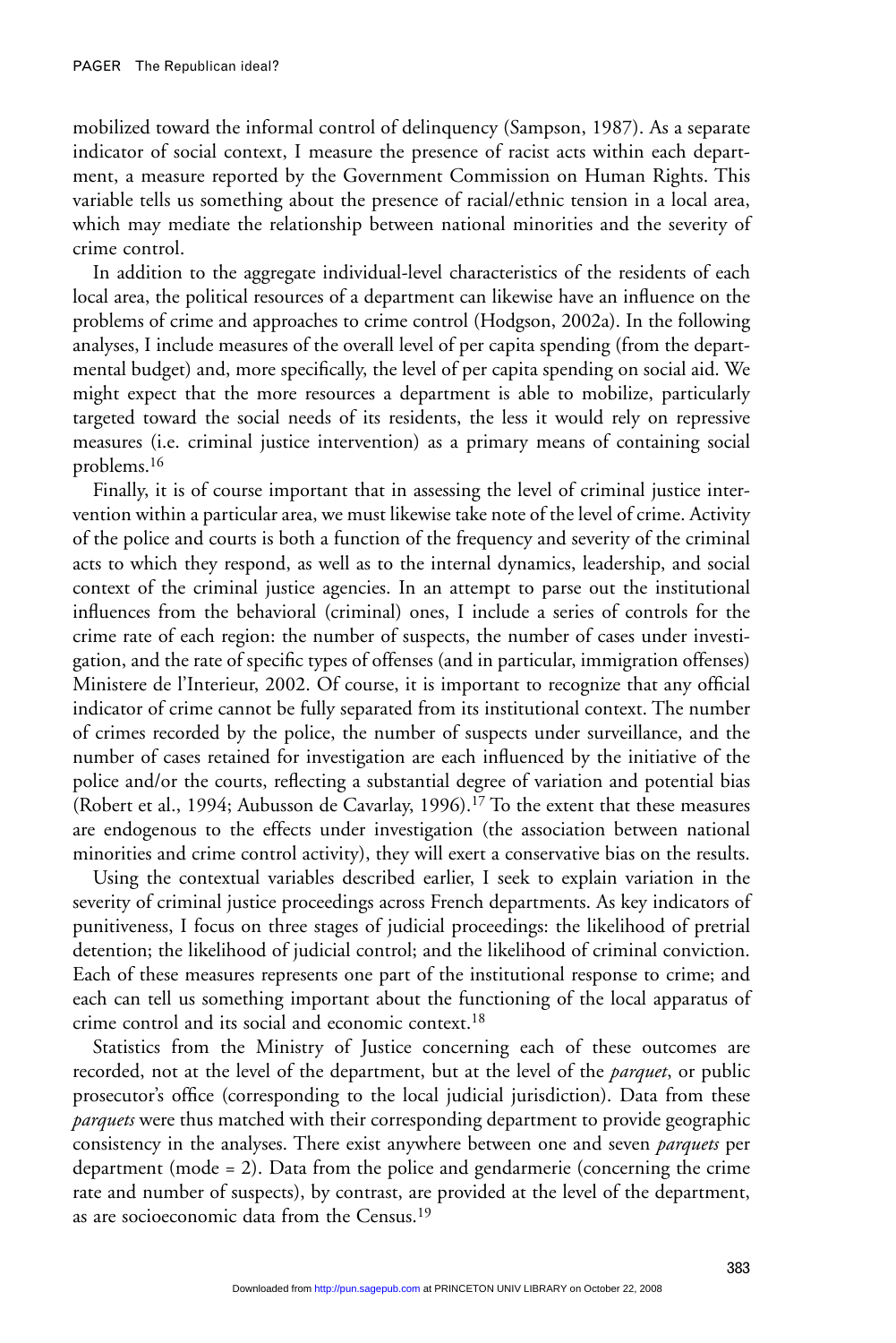mobilized toward the informal control of delinquency (Sampson, 1987). As a separate indicator of social context, I measure the presence of racist acts within each department, a measure reported by the Government Commission on Human Rights. This variable tells us something about the presence of racial/ethnic tension in a local area, which may mediate the relationship between national minorities and the severity of crime control.

In addition to the aggregate individual-level characteristics of the residents of each local area, the political resources of a department can likewise have an influence on the problems of crime and approaches to crime control (Hodgson, 2002a). In the following analyses, I include measures of the overall level of per capita spending (from the departmental budget) and, more specifically, the level of per capita spending on social aid. We might expect that the more resources a department is able to mobilize, particularly targeted toward the social needs of its residents, the less it would rely on repressive measures (i.e. criminal justice intervention) as a primary means of containing social problems.[16]

Finally, it is of course important that in assessing the level of criminal justice intervention within a particular area, we must likewise take note of the level of crime. Activity of the police and courts is both a function of the frequency and severity of the criminal acts to which they respond, as well as to the internal dynamics, leadership, and social context of the criminal justice agencies. In an attempt to parse out the institutional influences from the behavioral (criminal) ones, I include a series of controls for the crime rate of each region: the number of suspects, the number of cases under investigation, and the rate of specific types of offenses (and in particular, immigration offenses) Ministere de l'Interieur, 2002. Of course, it is important to recognize that any official indicator of crime cannot be fully separated from its institutional context. The number of crimes recorded by the police, the number of suspects under surveillance, and the number of cases retained for investigation are each influenced by the initiative of the police and/or the courts, reflecting a substantial degree of variation and potential bias (Robert et al., 1994; Aubusson de Cavarlay, 1996).[17] To the extent that these measures are endogenous to the effects under investigation (the association between national minorities and crime control activity), they will exert a conservative bias on the results.

Using the contextual variables described earlier, I seek to explain variation in the severity of criminal justice proceedings across French departments. As key indicators of punitiveness, I focus on three stages of judicial proceedings: the likelihood of pretrial detention; the likelihood of judicial control; and the likelihood of criminal conviction. Each of these measures represents one part of the institutional response to crime; and each can tell us something important about the functioning of the local apparatus of crime control and its social and economic context.[18]

Statistics from the Ministry of Justice concerning each of these outcomes are recorded, not at the level of the department, but at the level of the *parquet*, or public prosecutor's office (corresponding to the local judicial jurisdiction). Data from these *parquets* were thus matched with their corresponding department to provide geographic consistency in the analyses. There exist anywhere between one and seven *parquets* per department (mode = 2). Data from the police and gendarmerie (concerning the crime rate and number of suspects), by contrast, are provided at the level of the department, as are socioeconomic data from the Census.[19]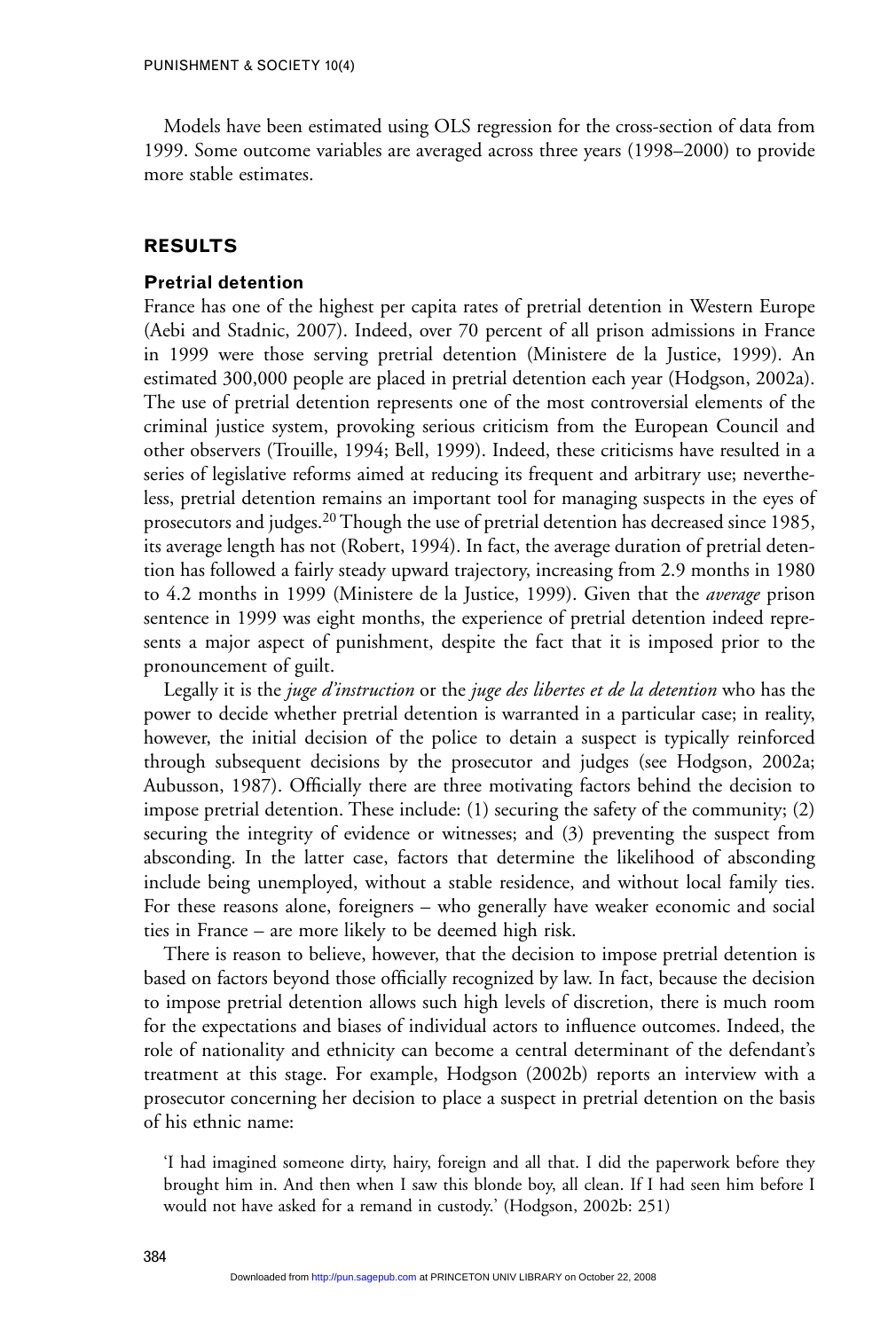Models have been estimated using OLS regression for the cross-section of data from 1999. Some outcome variables are averaged across three years (1998–2000) to provide more stable estimates.

## RESULTS

### Pretrial detention

France has one of the highest per capita rates of pretrial detention in Western Europe (Aebi and Stadnic, 2007). Indeed, over 70 percent of all prison admissions in France in 1999 were those serving pretrial detention (Ministere de la Justice, 1999). An estimated 300,000 people are placed in pretrial detention each year (Hodgson, 2002a). The use of pretrial detention represents one of the most controversial elements of the criminal justice system, provoking serious criticism from the European Council and other observers (Trouille, 1994; Bell, 1999). Indeed, these criticisms have resulted in a series of legislative reforms aimed at reducing its frequent and arbitrary use; nevertheless, pretrial detention remains an important tool for managing suspects in the eyes of prosecutors and judges.[20] Though the use of pretrial detention has decreased since 1985, its average length has not (Robert, 1994). In fact, the average duration of pretrial detention has followed a fairly steady upward trajectory, increasing from 2.9 months in 1980 to 4.2 months in 1999 (Ministere de la Justice, 1999). Given that the *average* prison sentence in 1999 was eight months, the experience of pretrial detention indeed represents a major aspect of punishment, despite the fact that it is imposed prior to the pronouncement of guilt.

Legally it is the *juge d'instruction* or the *juge des libertes et de la detention* who has the power to decide whether pretrial detention is warranted in a particular case; in reality, however, the initial decision of the police to detain a suspect is typically reinforced through subsequent decisions by the prosecutor and judges (see Hodgson, 2002a; Aubusson, 1987). Officially there are three motivating factors behind the decision to impose pretrial detention. These include: (1) securing the safety of the community; (2) securing the integrity of evidence or witnesses; and (3) preventing the suspect from absconding. In the latter case, factors that determine the likelihood of absconding include being unemployed, without a stable residence, and without local family ties. For these reasons alone, foreigners – who generally have weaker economic and social ties in France – are more likely to be deemed high risk.

There is reason to believe, however, that the decision to impose pretrial detention is based on factors beyond those officially recognized by law. In fact, because the decision to impose pretrial detention allows such high levels of discretion, there is much room for the expectations and biases of individual actors to influence outcomes. Indeed, the role of nationality and ethnicity can become a central determinant of the defendant's treatment at this stage. For example, Hodgson (2002b) reports an interview with a prosecutor concerning her decision to place a suspect in pretrial detention on the basis of his ethnic name:

> 'I had imagined someone dirty, hairy, foreign and all that. I did the paperwork before they brought him in. And then when I saw this blonde boy, all clean. If I had seen him before I would not have asked for a remand in custody.' (Hodgson, 2002b: 251)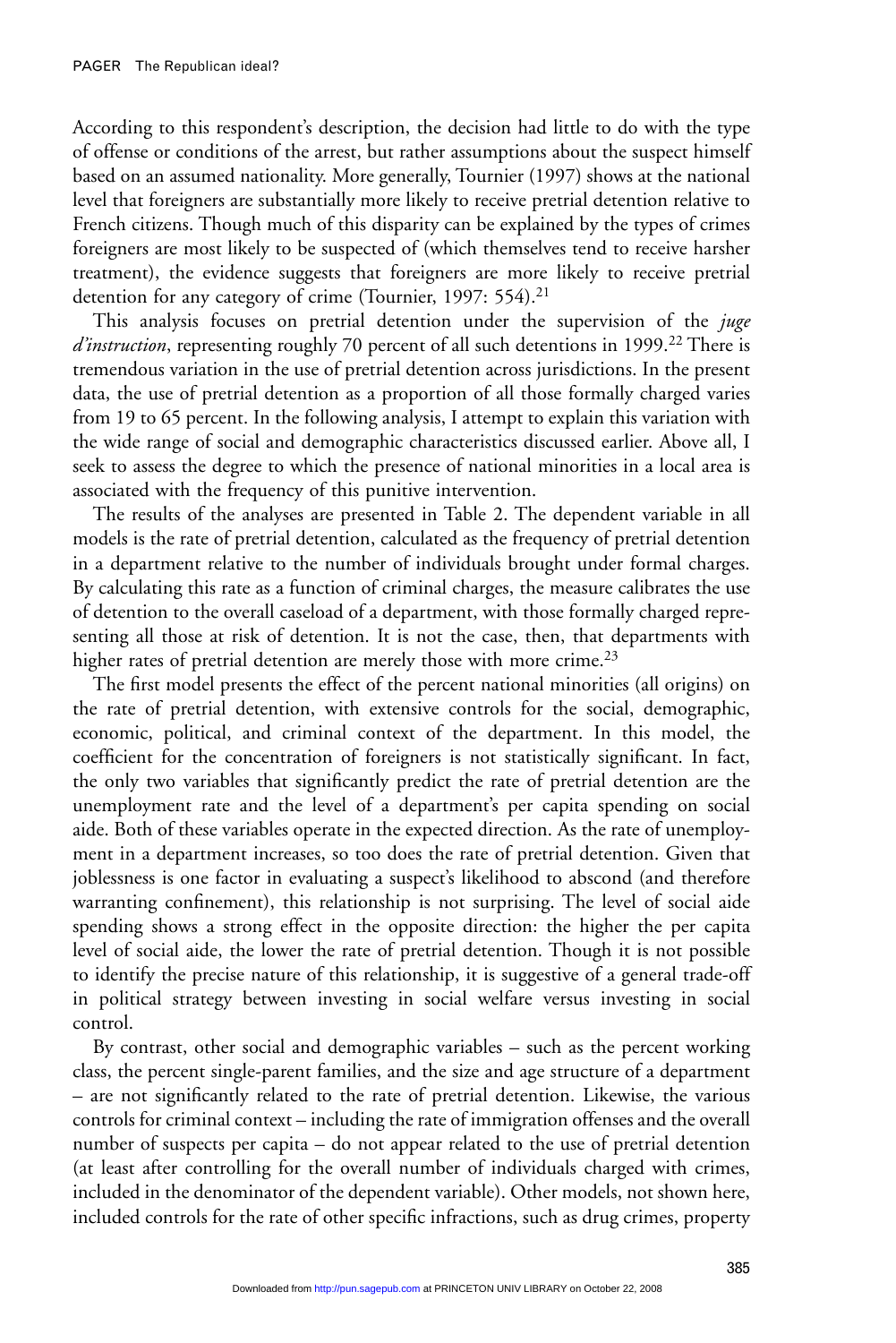According to this respondent's description, the decision had little to do with the type of offense or conditions of the arrest, but rather assumptions about the suspect himself based on an assumed nationality. More generally, Tournier (1997) shows at the national level that foreigners are substantially more likely to receive pretrial detention relative to French citizens. Though much of this disparity can be explained by the types of crimes foreigners are most likely to be suspected of (which themselves tend to receive harsher treatment), the evidence suggests that foreigners are more likely to receive pretrial detention for any category of crime (Tournier, 1997: 554).[21]

This analysis focuses on pretrial detention under the supervision of the *juge d'instruction*, representing roughly 70 percent of all such detentions in 1999.[22] There is tremendous variation in the use of pretrial detention across jurisdictions. In the present data, the use of pretrial detention as a proportion of all those formally charged varies from 19 to 65 percent. In the following analysis, I attempt to explain this variation with the wide range of social and demographic characteristics discussed earlier. Above all, I seek to assess the degree to which the presence of national minorities in a local area is associated with the frequency of this punitive intervention.

The results of the analyses are presented in Table 2. The dependent variable in all models is the rate of pretrial detention, calculated as the frequency of pretrial detention in a department relative to the number of individuals brought under formal charges. By calculating this rate as a function of criminal charges, the measure calibrates the use of detention to the overall caseload of a department, with those formally charged representing all those at risk of detention. It is not the case, then, that departments with higher rates of pretrial detention are merely those with more crime.[23]

The first model presents the effect of the percent national minorities (all origins) on the rate of pretrial detention, with extensive controls for the social, demographic, economic, political, and criminal context of the department. In this model, the coefficient for the concentration of foreigners is not statistically significant. In fact, the only two variables that significantly predict the rate of pretrial detention are the unemployment rate and the level of a department's per capita spending on social aide. Both of these variables operate in the expected direction. As the rate of unemployment in a department increases, so too does the rate of pretrial detention. Given that joblessness is one factor in evaluating a suspect's likelihood to abscond (and therefore warranting confinement), this relationship is not surprising. The level of social aide spending shows a strong effect in the opposite direction: the higher the per capita level of social aide, the lower the rate of pretrial detention. Though it is not possible to identify the precise nature of this relationship, it is suggestive of a general trade-off in political strategy between investing in social welfare versus investing in social control.

By contrast, other social and demographic variables – such as the percent working class, the percent single-parent families, and the size and age structure of a department – are not significantly related to the rate of pretrial detention. Likewise, the various controls for criminal context – including the rate of immigration offenses and the overall number of suspects per capita – do not appear related to the use of pretrial detention (at least after controlling for the overall number of individuals charged with crimes, included in the denominator of the dependent variable). Other models, not shown here, included controls for the rate of other specific infractions, such as drug crimes, property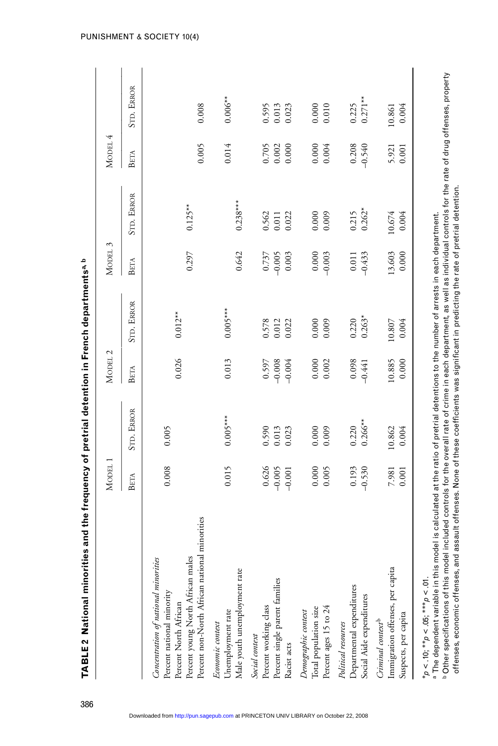**TABLE 2 National minorities and the frequency of pretrial detention in French departments[a, b]**

| | Model 1 | | Model 2 | | Model 3 | | Model 4 | |
|---|---|---|---|---|---|---|---|---|
| | Beta | Std. Error | Beta | Std. Error | Beta | Std. Error | Beta | Std. Error |
| *Concentration of national minorities* | | | | | | | | |
| Percent national minority | 0.008 | 0.005 | | | | | | |
| Percent North African | | | 0.026 | 0.012** | | | | |
| Percent young North African males | | | | | 0.297 | 0.125** | | |
| Percent non-North African national minorities | | | | | | | 0.005 | 0.008 |
| *Economic context* | | | | | | | | |
| Unemployment rate | 0.015 | 0.005*** | 0.013 | 0.005*** | | | 0.014 | 0.006** |
| Male youth unemployment rate | | | | | 0.642 | 0.238*** | | |
| *Social context* | | | | | | | | |
| Percent working class | 0.626 | 0.590 | 0.597 | 0.578 | 0.737 | 0.562 | 0.705 | 0.595 |
| Percent single parent families | -0.005 | 0.013 | -0.008 | 0.012 | -0.005 | 0.011 | 0.002 | 0.013 |
| Racist acts | -0.001 | 0.023 | -0.004 | 0.022 | 0.003 | 0.022 | 0.000 | 0.023 |
| *Demographic context* | | | | | | | | |
| Total population size | 0.000 | 0.000 | 0.000 | 0.000 | 0.000 | 0.000 | 0.000 | 0.000 |
| Percent ages 15 to 24 | 0.005 | 0.009 | 0.002 | 0.009 | -0.003 | 0.009 | 0.004 | 0.010 |
| *Political resources* | | | | | | | | |
| Departmental expenditures | 0.193 | 0.220 | 0.098 | 0.220 | 0.011 | 0.215 | 0.208 | 0.225 |
| Social Aide expenditures | -0.530 | 0.266** | -0.441 | 0.263* | -0.433 | 0.262* | -0.540 | 0.271** |
| *Criminal context*[b] | | | | | | | | |
| Immigration offenses, per capita | 7.981 | 10.862 | 10.885 | 10.807 | 13.603 | 10.674 | 5.921 | 10.861 |
| Suspects, per capita | 0.001 | 0.004 | 0.000 | 0.004 | 0.000 | 0.004 | 0.001 | 0.004 |

*$p < .10$; **$p < .05$; ***$p < .01$.

[a] The dependent variable in this model is calculated at the ratio of pretrial detentions to the number of arrests in each department.

[b] Other specifications of this model included controls for the overall rate of crime in each department, as well as individual controls for the rate of drug offenses, property offenses, economic offenses, and assault offenses. None of these coefficients was significant in predicting the rate of pretrial detention.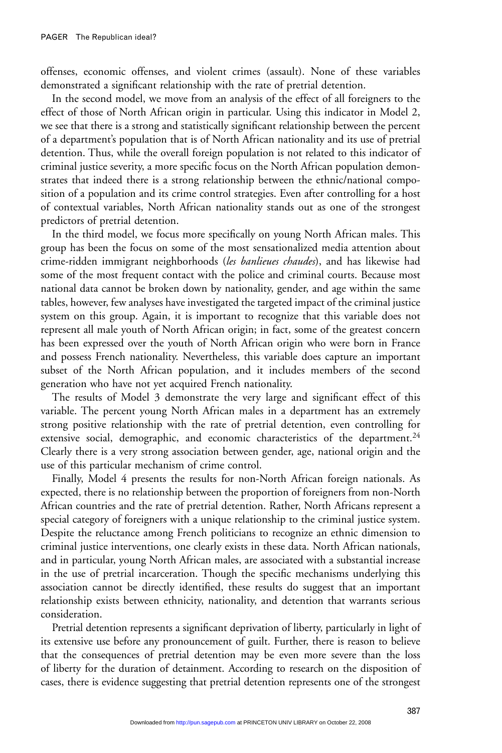offenses, economic offenses, and violent crimes (assault). None of these variables demonstrated a significant relationship with the rate of pretrial detention.

In the second model, we move from an analysis of the effect of all foreigners to the effect of those of North African origin in particular. Using this indicator in Model 2, we see that there is a strong and statistically significant relationship between the percent of a department's population that is of North African nationality and its use of pretrial detention. Thus, while the overall foreign population is not related to this indicator of criminal justice severity, a more specific focus on the North African population demonstrates that indeed there is a strong relationship between the ethnic/national composition of a population and its crime control strategies. Even after controlling for a host of contextual variables, North African nationality stands out as one of the strongest predictors of pretrial detention.

In the third model, we focus more specifically on young North African males. This group has been the focus on some of the most sensationalized media attention about crime-ridden immigrant neighborhoods (*les banlieues chaudes*), and has likewise had some of the most frequent contact with the police and criminal courts. Because most national data cannot be broken down by nationality, gender, and age within the same tables, however, few analyses have investigated the targeted impact of the criminal justice system on this group. Again, it is important to recognize that this variable does not represent all male youth of North African origin; in fact, some of the greatest concern has been expressed over the youth of North African origin who were born in France and possess French nationality. Nevertheless, this variable does capture an important subset of the North African population, and it includes members of the second generation who have not yet acquired French nationality.

The results of Model 3 demonstrate the very large and significant effect of this variable. The percent young North African males in a department has an extremely strong positive relationship with the rate of pretrial detention, even controlling for extensive social, demographic, and economic characteristics of the department.[24] Clearly there is a very strong association between gender, age, national origin and the use of this particular mechanism of crime control.

Finally, Model 4 presents the results for non-North African foreign nationals. As expected, there is no relationship between the proportion of foreigners from non-North African countries and the rate of pretrial detention. Rather, North Africans represent a special category of foreigners with a unique relationship to the criminal justice system. Despite the reluctance among French politicians to recognize an ethnic dimension to criminal justice interventions, one clearly exists in these data. North African nationals, and in particular, young North African males, are associated with a substantial increase in the use of pretrial incarceration. Though the specific mechanisms underlying this association cannot be directly identified, these results do suggest that an important relationship exists between ethnicity, nationality, and detention that warrants serious consideration.

Pretrial detention represents a significant deprivation of liberty, particularly in light of its extensive use before any pronouncement of guilt. Further, there is reason to believe that the consequences of pretrial detention may be even more severe than the loss of liberty for the duration of detainment. According to research on the disposition of cases, there is evidence suggesting that pretrial detention represents one of the strongest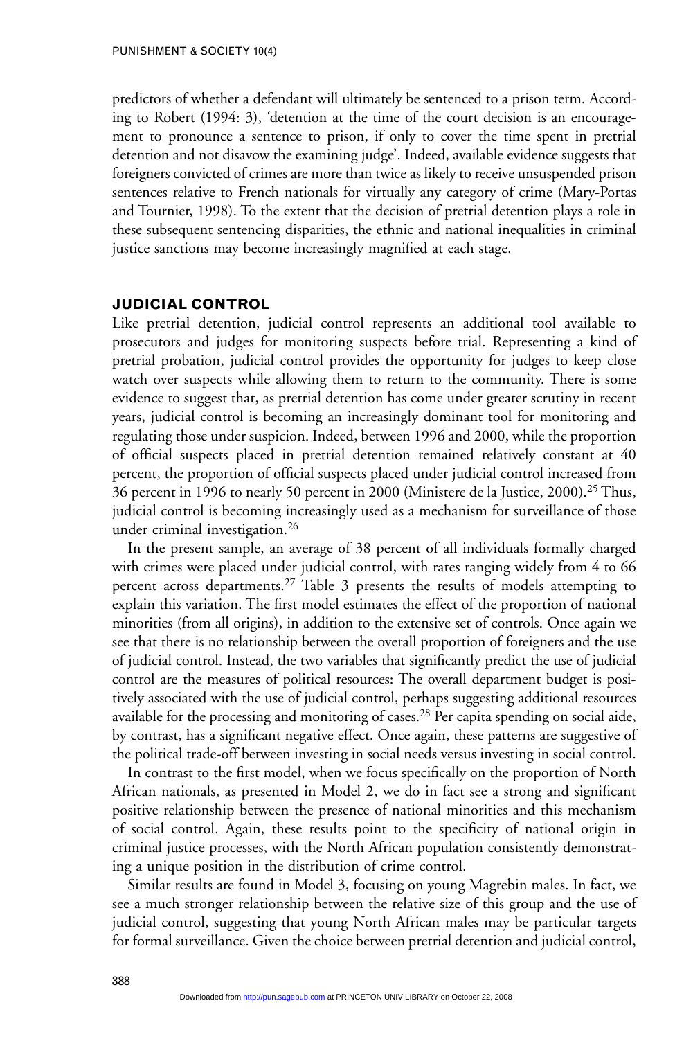predictors of whether a defendant will ultimately be sentenced to a prison term. According to Robert (1994: 3), 'detention at the time of the court decision is an encouragement to pronounce a sentence to prison, if only to cover the time spent in pretrial detention and not disavow the examining judge'. Indeed, available evidence suggests that foreigners convicted of crimes are more than twice as likely to receive unsuspended prison sentences relative to French nationals for virtually any category of crime (Mary-Portas and Tournier, 1998). To the extent that the decision of pretrial detention plays a role in these subsequent sentencing disparities, the ethnic and national inequalities in criminal justice sanctions may become increasingly magnified at each stage.

## JUDICIAL CONTROL

Like pretrial detention, judicial control represents an additional tool available to prosecutors and judges for monitoring suspects before trial. Representing a kind of pretrial probation, judicial control provides the opportunity for judges to keep close watch over suspects while allowing them to return to the community. There is some evidence to suggest that, as pretrial detention has come under greater scrutiny in recent years, judicial control is becoming an increasingly dominant tool for monitoring and regulating those under suspicion. Indeed, between 1996 and 2000, while the proportion of official suspects placed in pretrial detention remained relatively constant at 40 percent, the proportion of official suspects placed under judicial control increased from 36 percent in 1996 to nearly 50 percent in 2000 (Ministere de la Justice, 2000).[25] Thus, judicial control is becoming increasingly used as a mechanism for surveillance of those under criminal investigation.[26]

In the present sample, an average of 38 percent of all individuals formally charged with crimes were placed under judicial control, with rates ranging widely from 4 to 66 percent across departments.[27] Table 3 presents the results of models attempting to explain this variation. The first model estimates the effect of the proportion of national minorities (from all origins), in addition to the extensive set of controls. Once again we see that there is no relationship between the overall proportion of foreigners and the use of judicial control. Instead, the two variables that significantly predict the use of judicial control are the measures of political resources: The overall department budget is positively associated with the use of judicial control, perhaps suggesting additional resources available for the processing and monitoring of cases.[28] Per capita spending on social aide, by contrast, has a significant negative effect. Once again, these patterns are suggestive of the political trade-off between investing in social needs versus investing in social control.

In contrast to the first model, when we focus specifically on the proportion of North African nationals, as presented in Model 2, we do in fact see a strong and significant positive relationship between the presence of national minorities and this mechanism of social control. Again, these results point to the specificity of national origin in criminal justice processes, with the North African population consistently demonstrating a unique position in the distribution of crime control.

Similar results are found in Model 3, focusing on young Magrebin males. In fact, we see a much stronger relationship between the relative size of this group and the use of judicial control, suggesting that young North African males may be particular targets for formal surveillance. Given the choice between pretrial detention and judicial control,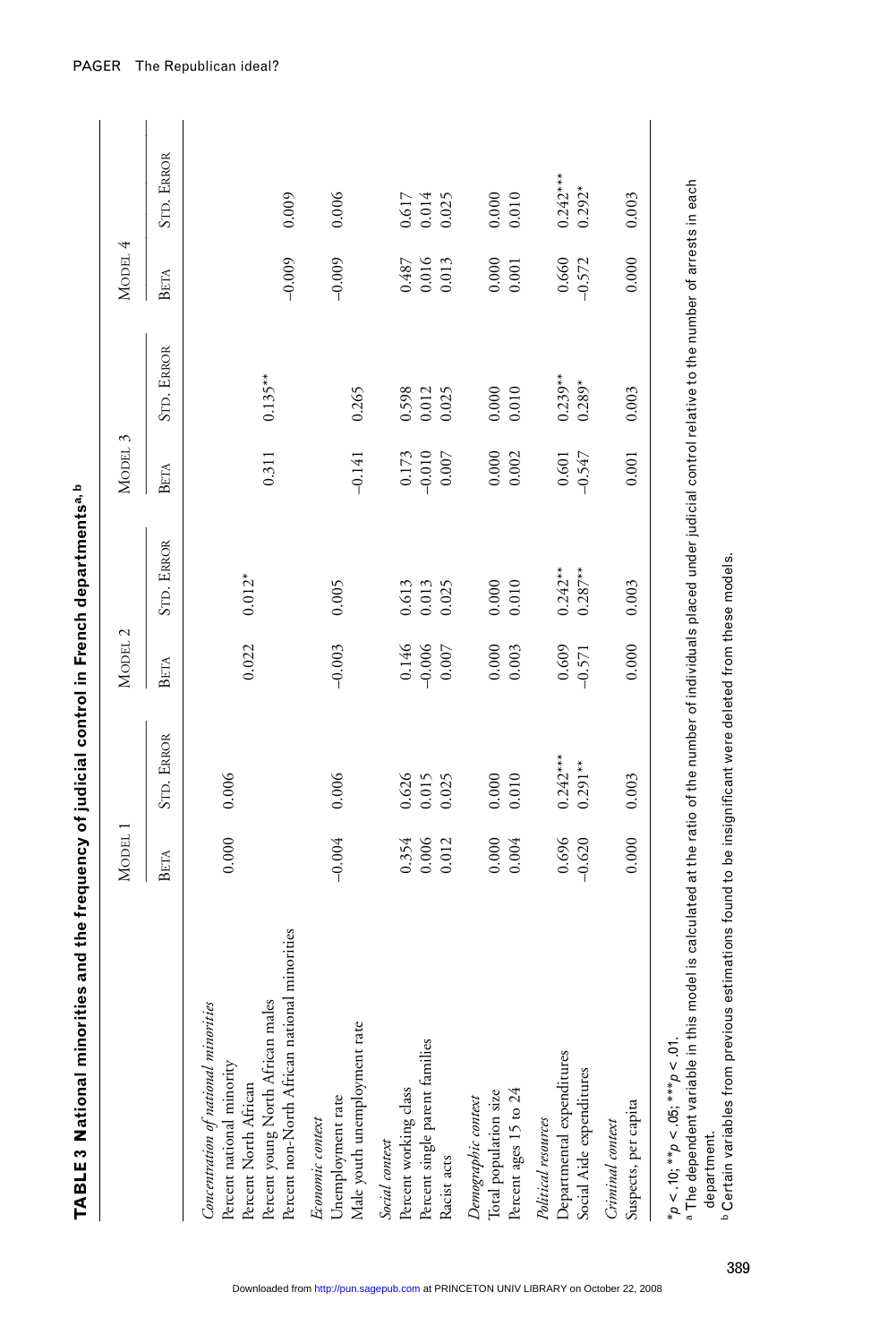**TABLE 3 National minorities and the frequency of judicial control in French departments[a, b]**

| | Model 1 | | Model 2 | | Model 3 | | Model 4 | |
|---|---|---|---|---|---|---|---|---|
| | Beta | Std. Error | Beta | Std. Error | Beta | Std. Error | Beta | Std. Error |
| *Concentration of national minorities* | | | | | | | | |
| Percent national minority | 0.000 | 0.006 | | | | | | |
| Percent North African | | | 0.022 | 0.012* | | | | |
| Percent young North African males | | | | | 0.311 | 0.135** | | |
| Percent non-North African national minorities | | | | | | | −0.009 | 0.009 |
| *Economic context* | | | | | | | | |
| Unemployment rate | −0.004 | 0.006 | −0.003 | 0.005 | | | −0.009 | 0.006 |
| Male youth unemployment rate | | | | | −0.141 | 0.265 | | |
| *Social context* | | | | | | | | |
| Percent working class | 0.354 | 0.626 | 0.146 | 0.613 | 0.173 | 0.598 | 0.487 | 0.617 |
| Percent single parent families | 0.006 | 0.015 | −0.006 | 0.013 | −0.010 | 0.012 | 0.016 | 0.014 |
| Racist acts | 0.012 | 0.025 | 0.007 | 0.025 | 0.007 | 0.025 | 0.013 | 0.025 |
| *Demographic context* | | | | | | | | |
| Total population size | 0.000 | 0.000 | 0.000 | 0.000 | 0.000 | 0.000 | 0.000 | 0.000 |
| Percent ages 15 to 24 | 0.004 | 0.010 | 0.003 | 0.010 | 0.002 | 0.010 | 0.001 | 0.010 |
| *Political resources* | | | | | | | | |
| Departmental expenditures | 0.696 | 0.242*** | 0.609 | 0.242** | 0.601 | 0.239** | 0.660 | 0.242*** |
| Social Aide expenditures | −0.620 | 0.291** | −0.571 | 0.287** | −0.547 | 0.289* | −0.572 | 0.292* |
| *Criminal context* | | | | | | | | |
| Suspects, per capita | 0.000 | 0.003 | 0.000 | 0.003 | 0.001 | 0.003 | 0.000 | 0.003 |

*p < .10; **p < .05; ***p < .01.

[a] The dependent variable in this model is calculated at the ratio of the number of individuals placed under judicial control relative to the number of arrests in each department.

[b] Certain variables from previous estimations found to be insignificant were deleted from these models.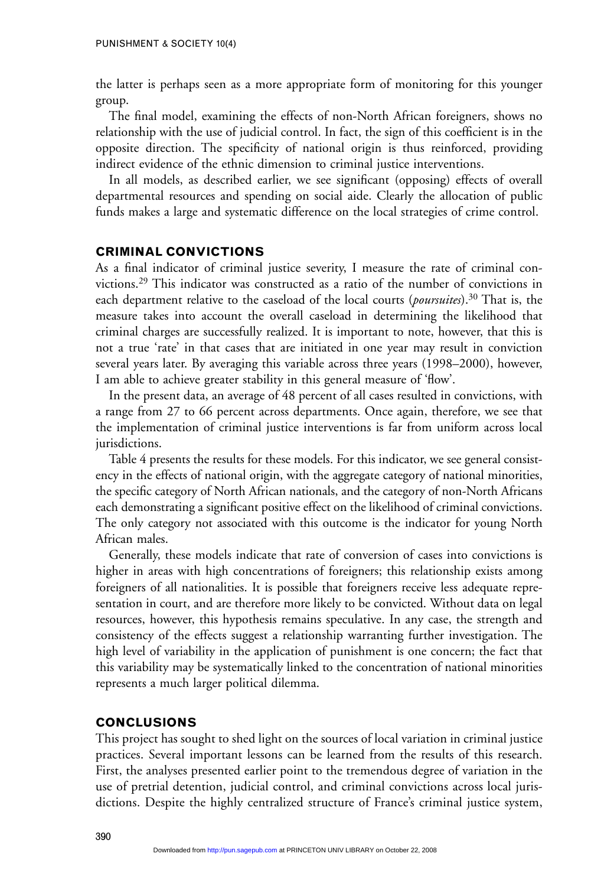the latter is perhaps seen as a more appropriate form of monitoring for this younger group.

The final model, examining the effects of non-North African foreigners, shows no relationship with the use of judicial control. In fact, the sign of this coefficient is in the opposite direction. The specificity of national origin is thus reinforced, providing indirect evidence of the ethnic dimension to criminal justice interventions.

In all models, as described earlier, we see significant (opposing) effects of overall departmental resources and spending on social aide. Clearly the allocation of public funds makes a large and systematic difference on the local strategies of crime control.

## CRIMINAL CONVICTIONS

As a final indicator of criminal justice severity, I measure the rate of criminal convictions.[29] This indicator was constructed as a ratio of the number of convictions in each department relative to the caseload of the local courts (*poursuites*).[30] That is, the measure takes into account the overall caseload in determining the likelihood that criminal charges are successfully realized. It is important to note, however, that this is not a true 'rate' in that cases that are initiated in one year may result in conviction several years later. By averaging this variable across three years (1998–2000), however, I am able to achieve greater stability in this general measure of 'flow'.

In the present data, an average of 48 percent of all cases resulted in convictions, with a range from 27 to 66 percent across departments. Once again, therefore, we see that the implementation of criminal justice interventions is far from uniform across local jurisdictions.

Table 4 presents the results for these models. For this indicator, we see general consistency in the effects of national origin, with the aggregate category of national minorities, the specific category of North African nationals, and the category of non-North Africans each demonstrating a significant positive effect on the likelihood of criminal convictions. The only category not associated with this outcome is the indicator for young North African males.

Generally, these models indicate that rate of conversion of cases into convictions is higher in areas with high concentrations of foreigners; this relationship exists among foreigners of all nationalities. It is possible that foreigners receive less adequate representation in court, and are therefore more likely to be convicted. Without data on legal resources, however, this hypothesis remains speculative. In any case, the strength and consistency of the effects suggest a relationship warranting further investigation. The high level of variability in the application of punishment is one concern; the fact that this variability may be systematically linked to the concentration of national minorities represents a much larger political dilemma.

## CONCLUSIONS

This project has sought to shed light on the sources of local variation in criminal justice practices. Several important lessons can be learned from the results of this research. First, the analyses presented earlier point to the tremendous degree of variation in the use of pretrial detention, judicial control, and criminal convictions across local jurisdictions. Despite the highly centralized structure of France's criminal justice system,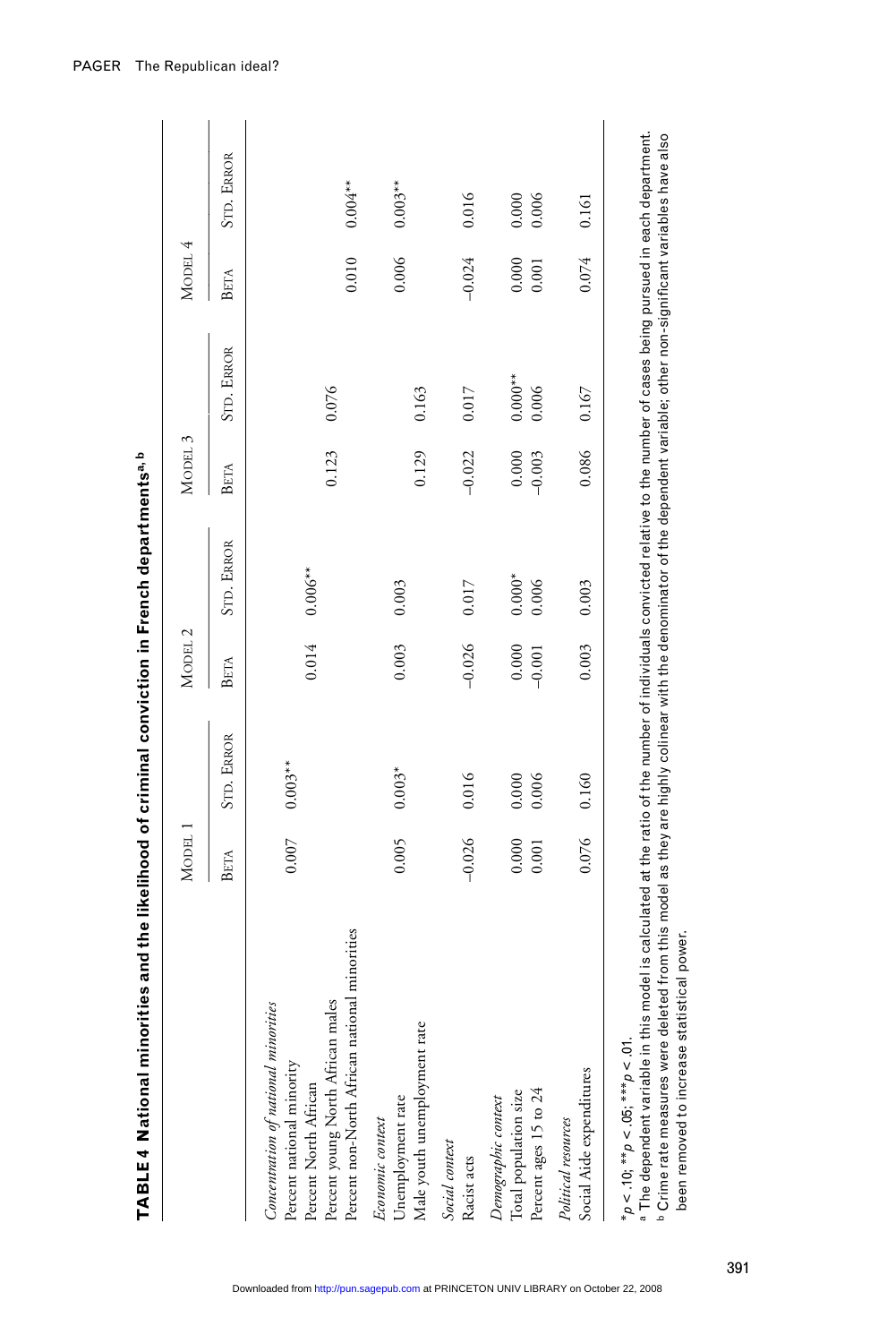**TABLE 4 National minorities and the likelihood of criminal conviction in French departments[a,b]**

| | Model 1 | | Model 2 | | Model 3 | | Model 4 | |
|---|---|---|---|---|---|---|---|---|
| | Beta | Std. Error | Beta | Std. Error | Beta | Std. Error | Beta | Std. Error |
| *Concentration of national minorities* | | | | | | | | |
| Percent national minority | 0.007 | 0.003** | | | | | | |
| Percent North African | | | 0.014 | 0.006** | | | | |
| Percent young North African males | | | | | 0.123 | 0.076 | | |
| Percent non-North African national minorities | | | | | | | 0.010 | 0.004** |
| *Economic context* | | | | | | | | |
| Unemployment rate | 0.005 | 0.003* | 0.003 | 0.003 | | | 0.006 | 0.003** |
| Male youth unemployment rate | | | | | 0.129 | 0.163 | | |
| *Social context* | | | | | | | | |
| Racist acts | –0.026 | 0.016 | –0.026 | 0.017 | –0.022 | 0.017 | –0.024 | 0.016 |
| *Demographic context* | | | | | | | | |
| Total population size | 0.000 | 0.000 | 0.000 | 0.000* | 0.000 | 0.000** | 0.000 | 0.000 |
| Percent ages 15 to 24 | 0.001 | 0.006 | –0.001 | 0.006 | –0.003 | 0.006 | 0.001 | 0.006 |
| *Political resources* | | | | | | | | |
| Social Aide expenditures | 0.076 | 0.160 | 0.003 | 0.003 | 0.086 | 0.167 | 0.074 | 0.161 |

*$p < .10$; **$p < .05$; ***$p < .01$.

[a] The dependent variable in this model is calculated at the ratio of the number of individuals convicted relative to the number of cases being pursued in each department.

[b] Crime rate measures were deleted from this model as they are highly colinear with the denominator of the dependent variable; other non-significant variables have also been removed to increase statistical power.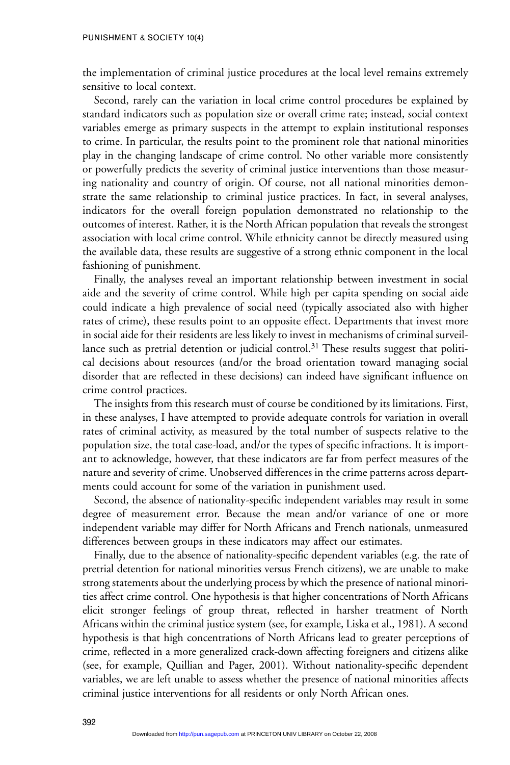the implementation of criminal justice procedures at the local level remains extremely sensitive to local context.

Second, rarely can the variation in local crime control procedures be explained by standard indicators such as population size or overall crime rate; instead, social context variables emerge as primary suspects in the attempt to explain institutional responses to crime. In particular, the results point to the prominent role that national minorities play in the changing landscape of crime control. No other variable more consistently or powerfully predicts the severity of criminal justice interventions than those measuring nationality and country of origin. Of course, not all national minorities demonstrate the same relationship to criminal justice practices. In fact, in several analyses, indicators for the overall foreign population demonstrated no relationship to the outcomes of interest. Rather, it is the North African population that reveals the strongest association with local crime control. While ethnicity cannot be directly measured using the available data, these results are suggestive of a strong ethnic component in the local fashioning of punishment.

Finally, the analyses reveal an important relationship between investment in social aide and the severity of crime control. While high per capita spending on social aide could indicate a high prevalence of social need (typically associated also with higher rates of crime), these results point to an opposite effect. Departments that invest more in social aide for their residents are less likely to invest in mechanisms of criminal surveillance such as pretrial detention or judicial control.[31] These results suggest that political decisions about resources (and/or the broad orientation toward managing social disorder that are reflected in these decisions) can indeed have significant influence on crime control practices.

The insights from this research must of course be conditioned by its limitations. First, in these analyses, I have attempted to provide adequate controls for variation in overall rates of criminal activity, as measured by the total number of suspects relative to the population size, the total case-load, and/or the types of specific infractions. It is important to acknowledge, however, that these indicators are far from perfect measures of the nature and severity of crime. Unobserved differences in the crime patterns across departments could account for some of the variation in punishment used.

Second, the absence of nationality-specific independent variables may result in some degree of measurement error. Because the mean and/or variance of one or more independent variable may differ for North Africans and French nationals, unmeasured differences between groups in these indicators may affect our estimates.

Finally, due to the absence of nationality-specific dependent variables (e.g. the rate of pretrial detention for national minorities versus French citizens), we are unable to make strong statements about the underlying process by which the presence of national minorities affect crime control. One hypothesis is that higher concentrations of North Africans elicit stronger feelings of group threat, reflected in harsher treatment of North Africans within the criminal justice system (see, for example, Liska et al., 1981). A second hypothesis is that high concentrations of North Africans lead to greater perceptions of crime, reflected in a more generalized crack-down affecting foreigners and citizens alike (see, for example, Quillian and Pager, 2001). Without nationality-specific dependent variables, we are left unable to assess whether the presence of national minorities affects criminal justice interventions for all residents or only North African ones.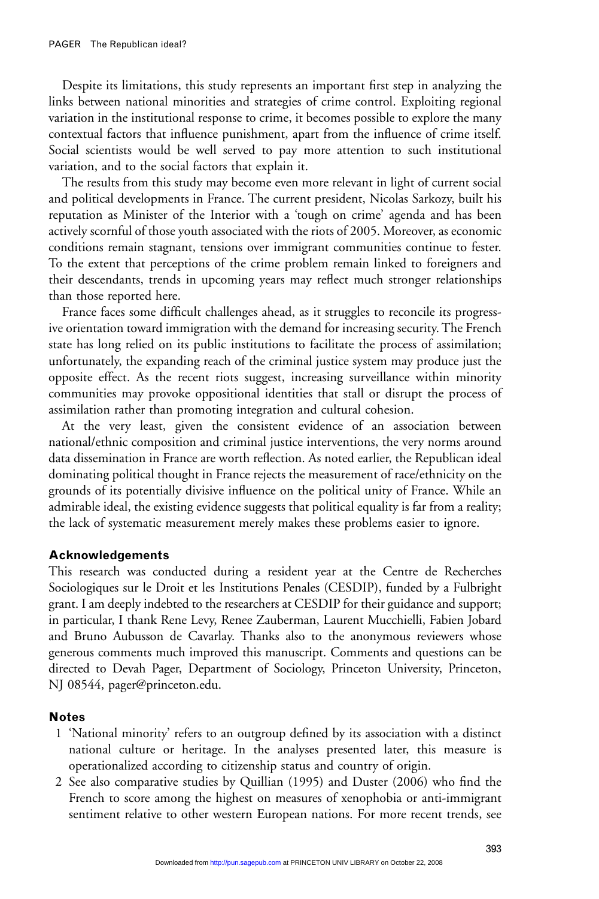Despite its limitations, this study represents an important first step in analyzing the links between national minorities and strategies of crime control. Exploiting regional variation in the institutional response to crime, it becomes possible to explore the many contextual factors that influence punishment, apart from the influence of crime itself. Social scientists would be well served to pay more attention to such institutional variation, and to the social factors that explain it.

The results from this study may become even more relevant in light of current social and political developments in France. The current president, Nicolas Sarkozy, built his reputation as Minister of the Interior with a 'tough on crime' agenda and has been actively scornful of those youth associated with the riots of 2005. Moreover, as economic conditions remain stagnant, tensions over immigrant communities continue to fester. To the extent that perceptions of the crime problem remain linked to foreigners and their descendants, trends in upcoming years may reflect much stronger relationships than those reported here.

France faces some difficult challenges ahead, as it struggles to reconcile its progressive orientation toward immigration with the demand for increasing security. The French state has long relied on its public institutions to facilitate the process of assimilation; unfortunately, the expanding reach of the criminal justice system may produce just the opposite effect. As the recent riots suggest, increasing surveillance within minority communities may provoke oppositional identities that stall or disrupt the process of assimilation rather than promoting integration and cultural cohesion.

At the very least, given the consistent evidence of an association between national/ethnic composition and criminal justice interventions, the very norms around data dissemination in France are worth reflection. As noted earlier, the Republican ideal dominating political thought in France rejects the measurement of race/ethnicity on the grounds of its potentially divisive influence on the political unity of France. While an admirable ideal, the existing evidence suggests that political equality is far from a reality; the lack of systematic measurement merely makes these problems easier to ignore.

## Acknowledgements

This research was conducted during a resident year at the Centre de Recherches Sociologiques sur le Droit et les Institutions Penales (CESDIP), funded by a Fulbright grant. I am deeply indebted to the researchers at CESDIP for their guidance and support; in particular, I thank Rene Levy, Renee Zauberman, Laurent Mucchielli, Fabien Jobard and Bruno Aubusson de Cavarlay. Thanks also to the anonymous reviewers whose generous comments much improved this manuscript. Comments and questions can be directed to Devah Pager, Department of Sociology, Princeton University, Princeton, NJ 08544, pager@princeton.edu.

## Notes

1. 'National minority' refers to an outgroup defined by its association with a distinct national culture or heritage. In the analyses presented later, this measure is operationalized according to citizenship status and country of origin.
2. See also comparative studies by Quillian (1995) and Duster (2006) who find the French to score among the highest on measures of xenophobia or anti-immigrant sentiment relative to other western European nations. For more recent trends, see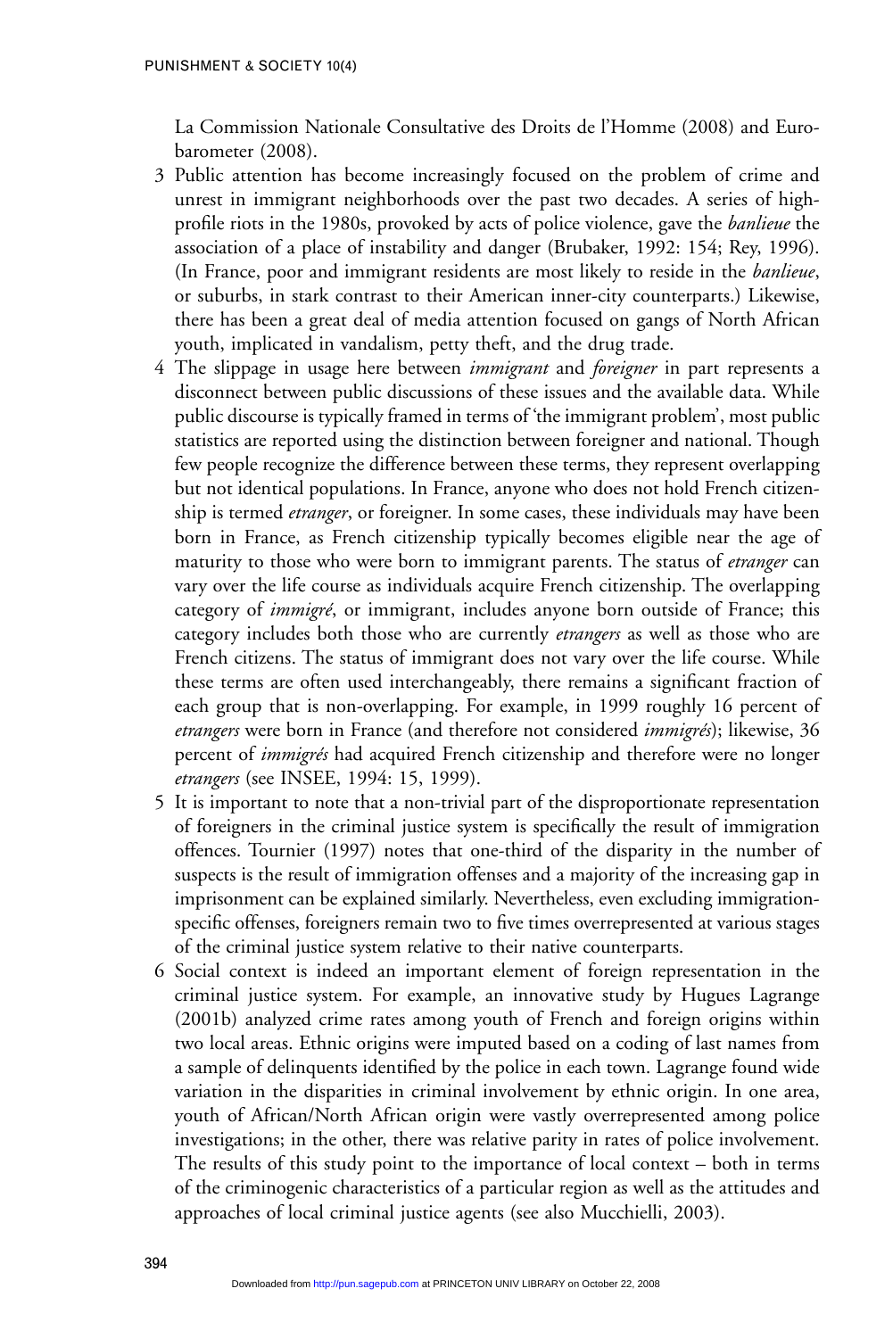La Commission Nationale Consultative des Droits de l'Homme (2008) and Eurobarometer (2008).

3 Public attention has become increasingly focused on the problem of crime and unrest in immigrant neighborhoods over the past two decades. A series of high-profile riots in the 1980s, provoked by acts of police violence, gave the *banlieue* the association of a place of instability and danger (Brubaker, 1992: 154; Rey, 1996). (In France, poor and immigrant residents are most likely to reside in the *banlieue*, or suburbs, in stark contrast to their American inner-city counterparts.) Likewise, there has been a great deal of media attention focused on gangs of North African youth, implicated in vandalism, petty theft, and the drug trade.

4 The slippage in usage here between *immigrant* and *foreigner* in part represents a disconnect between public discussions of these issues and the available data. While public discourse is typically framed in terms of 'the immigrant problem', most public statistics are reported using the distinction between foreigner and national. Though few people recognize the difference between these terms, they represent overlapping but not identical populations. In France, anyone who does not hold French citizenship is termed *etranger*, or foreigner. In some cases, these individuals may have been born in France, as French citizenship typically becomes eligible near the age of maturity to those who were born to immigrant parents. The status of *etranger* can vary over the life course as individuals acquire French citizenship. The overlapping category of *immigré*, or immigrant, includes anyone born outside of France; this category includes both those who are currently *etrangers* as well as those who are French citizens. The status of immigrant does not vary over the life course. While these terms are often used interchangeably, there remains a significant fraction of each group that is non-overlapping. For example, in 1999 roughly 16 percent of *etrangers* were born in France (and therefore not considered *immigrés*); likewise, 36 percent of *immigrés* had acquired French citizenship and therefore were no longer *etrangers* (see INSEE, 1994: 15, 1999).

5 It is important to note that a non-trivial part of the disproportionate representation of foreigners in the criminal justice system is specifically the result of immigration offences. Tournier (1997) notes that one-third of the disparity in the number of suspects is the result of immigration offenses and a majority of the increasing gap in imprisonment can be explained similarly. Nevertheless, even excluding immigration-specific offenses, foreigners remain two to five times overrepresented at various stages of the criminal justice system relative to their native counterparts.

6 Social context is indeed an important element of foreign representation in the criminal justice system. For example, an innovative study by Hugues Lagrange (2001b) analyzed crime rates among youth of French and foreign origins within two local areas. Ethnic origins were imputed based on a coding of last names from a sample of delinquents identified by the police in each town. Lagrange found wide variation in the disparities in criminal involvement by ethnic origin. In one area, youth of African/North African origin were vastly overrepresented among police investigations; in the other, there was relative parity in rates of police involvement. The results of this study point to the importance of local context – both in terms of the criminogenic characteristics of a particular region as well as the attitudes and approaches of local criminal justice agents (see also Mucchielli, 2003).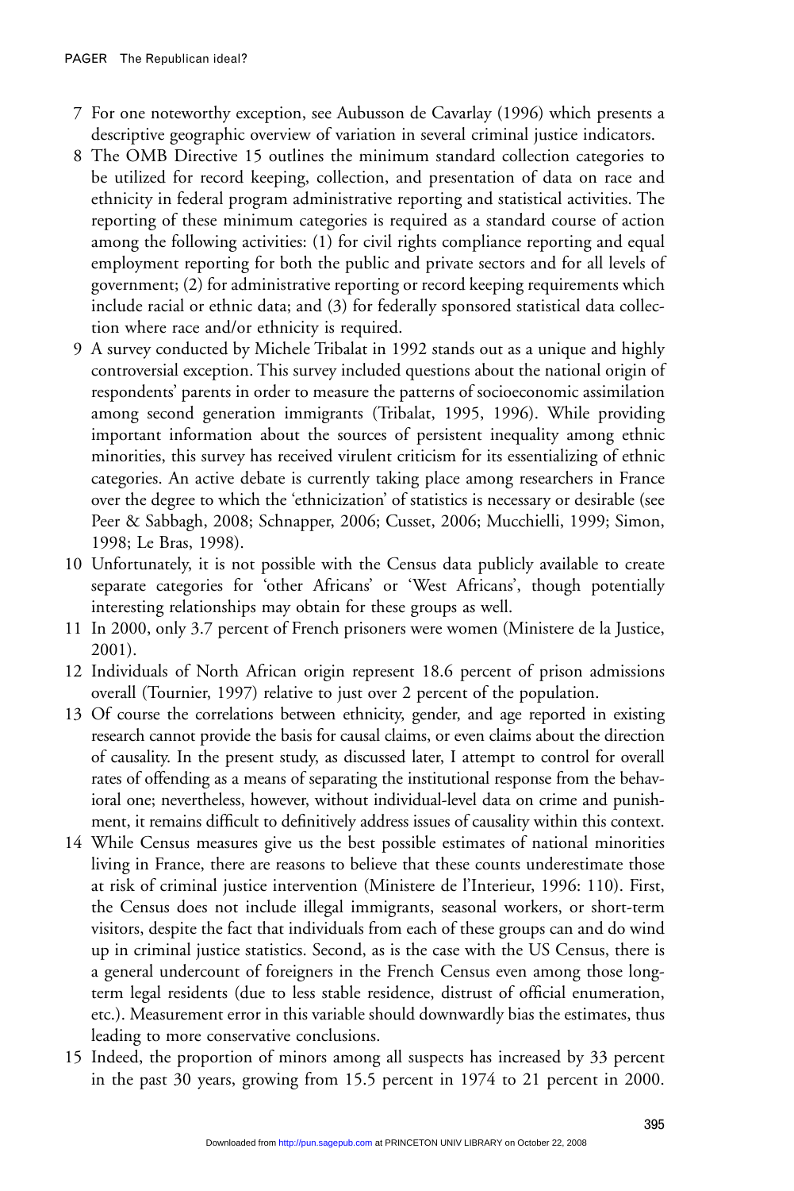7 For one noteworthy exception, see Aubusson de Cavarlay (1996) which presents a descriptive geographic overview of variation in several criminal justice indicators.

8 The OMB Directive 15 outlines the minimum standard collection categories to be utilized for record keeping, collection, and presentation of data on race and ethnicity in federal program administrative reporting and statistical activities. The reporting of these minimum categories is required as a standard course of action among the following activities: (1) for civil rights compliance reporting and equal employment reporting for both the public and private sectors and for all levels of government; (2) for administrative reporting or record keeping requirements which include racial or ethnic data; and (3) for federally sponsored statistical data collection where race and/or ethnicity is required.

9 A survey conducted by Michele Tribalat in 1992 stands out as a unique and highly controversial exception. This survey included questions about the national origin of respondents' parents in order to measure the patterns of socioeconomic assimilation among second generation immigrants (Tribalat, 1995, 1996). While providing important information about the sources of persistent inequality among ethnic minorities, this survey has received virulent criticism for its essentializing of ethnic categories. An active debate is currently taking place among researchers in France over the degree to which the 'ethnicization' of statistics is necessary or desirable (see Peer & Sabbagh, 2008; Schnapper, 2006; Cusset, 2006; Mucchielli, 1999; Simon, 1998; Le Bras, 1998).

10 Unfortunately, it is not possible with the Census data publicly available to create separate categories for 'other Africans' or 'West Africans', though potentially interesting relationships may obtain for these groups as well.

11 In 2000, only 3.7 percent of French prisoners were women (Ministere de la Justice, 2001).

12 Individuals of North African origin represent 18.6 percent of prison admissions overall (Tournier, 1997) relative to just over 2 percent of the population.

13 Of course the correlations between ethnicity, gender, and age reported in existing research cannot provide the basis for causal claims, or even claims about the direction of causality. In the present study, as discussed later, I attempt to control for overall rates of offending as a means of separating the institutional response from the behavioral one; nevertheless, however, without individual-level data on crime and punishment, it remains difficult to definitively address issues of causality within this context.

14 While Census measures give us the best possible estimates of national minorities living in France, there are reasons to believe that these counts underestimate those at risk of criminal justice intervention (Ministere de l'Interieur, 1996: 110). First, the Census does not include illegal immigrants, seasonal workers, or short-term visitors, despite the fact that individuals from each of these groups can and do wind up in criminal justice statistics. Second, as is the case with the US Census, there is a general undercount of foreigners in the French Census even among those long-term legal residents (due to less stable residence, distrust of official enumeration, etc.). Measurement error in this variable should downwardly bias the estimates, thus leading to more conservative conclusions.

15 Indeed, the proportion of minors among all suspects has increased by 33 percent in the past 30 years, growing from 15.5 percent in 1974 to 21 percent in 2000.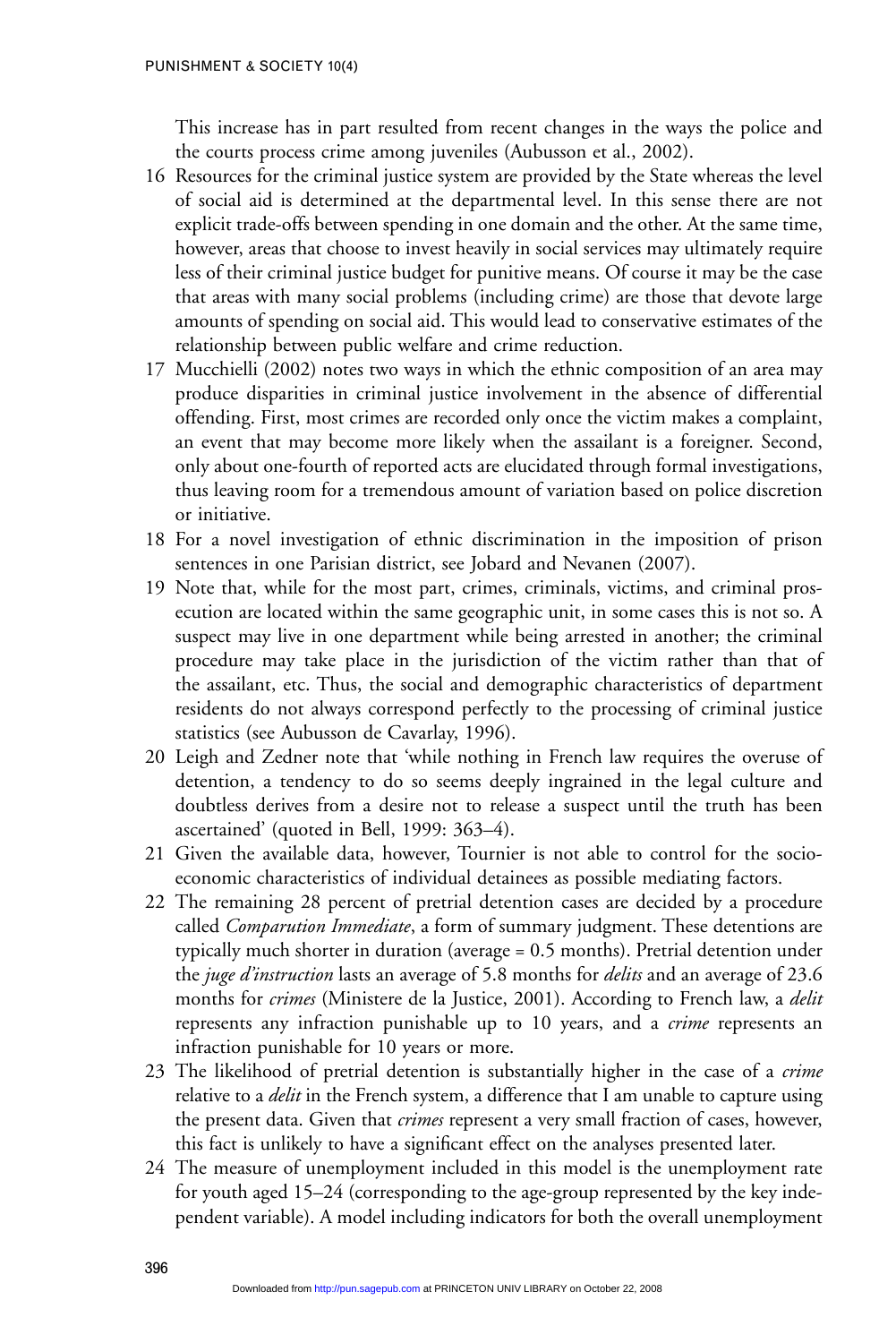This increase has in part resulted from recent changes in the ways the police and the courts process crime among juveniles (Aubusson et al., 2002).

16 Resources for the criminal justice system are provided by the State whereas the level of social aid is determined at the departmental level. In this sense there are not explicit trade-offs between spending in one domain and the other. At the same time, however, areas that choose to invest heavily in social services may ultimately require less of their criminal justice budget for punitive means. Of course it may be the case that areas with many social problems (including crime) are those that devote large amounts of spending on social aid. This would lead to conservative estimates of the relationship between public welfare and crime reduction.

17 Mucchielli (2002) notes two ways in which the ethnic composition of an area may produce disparities in criminal justice involvement in the absence of differential offending. First, most crimes are recorded only once the victim makes a complaint, an event that may become more likely when the assailant is a foreigner. Second, only about one-fourth of reported acts are elucidated through formal investigations, thus leaving room for a tremendous amount of variation based on police discretion or initiative.

18 For a novel investigation of ethnic discrimination in the imposition of prison sentences in one Parisian district, see Jobard and Nevanen (2007).

19 Note that, while for the most part, crimes, criminals, victims, and criminal prosecution are located within the same geographic unit, in some cases this is not so. A suspect may live in one department while being arrested in another; the criminal procedure may take place in the jurisdiction of the victim rather than that of the assailant, etc. Thus, the social and demographic characteristics of department residents do not always correspond perfectly to the processing of criminal justice statistics (see Aubusson de Cavarlay, 1996).

20 Leigh and Zedner note that 'while nothing in French law requires the overuse of detention, a tendency to do so seems deeply ingrained in the legal culture and doubtless derives from a desire not to release a suspect until the truth has been ascertained' (quoted in Bell, 1999: 363–4).

21 Given the available data, however, Tournier is not able to control for the socio-economic characteristics of individual detainees as possible mediating factors.

22 The remaining 28 percent of pretrial detention cases are decided by a procedure called *Comparution Immediate*, a form of summary judgment. These detentions are typically much shorter in duration (average = 0.5 months). Pretrial detention under the *juge d'instruction* lasts an average of 5.8 months for *delits* and an average of 23.6 months for *crimes* (Ministere de la Justice, 2001). According to French law, a *delit* represents any infraction punishable up to 10 years, and a *crime* represents an infraction punishable for 10 years or more.

23 The likelihood of pretrial detention is substantially higher in the case of a *crime* relative to a *delit* in the French system, a difference that I am unable to capture using the present data. Given that *crimes* represent a very small fraction of cases, however, this fact is unlikely to have a significant effect on the analyses presented later.

24 The measure of unemployment included in this model is the unemployment rate for youth aged 15–24 (corresponding to the age-group represented by the key independent variable). A model including indicators for both the overall unemployment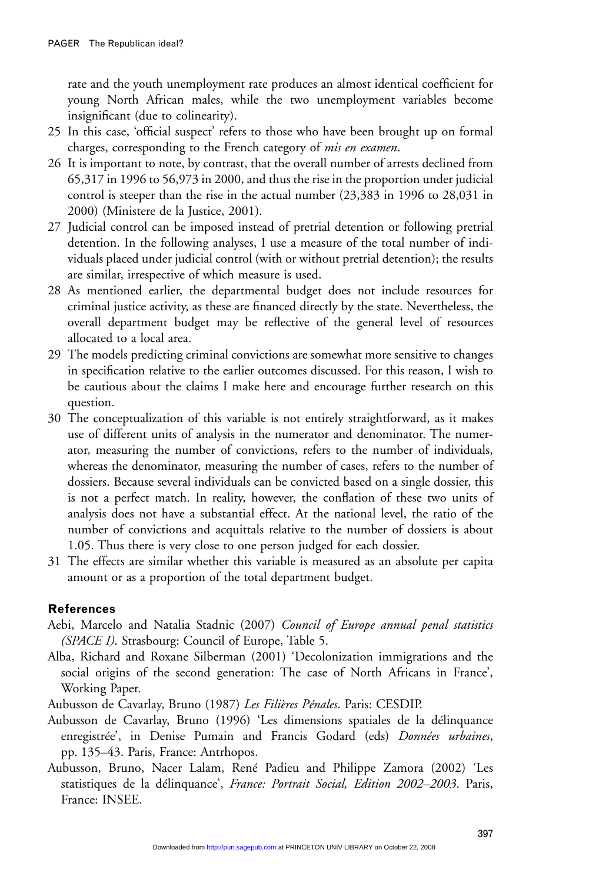rate and the youth unemployment rate produces an almost identical coefficient for young North African males, while the two unemployment variables become insignificant (due to colinearity).

25 In this case, 'official suspect' refers to those who have been brought up on formal charges, corresponding to the French category of *mis en examen*.

26 It is important to note, by contrast, that the overall number of arrests declined from 65,317 in 1996 to 56,973 in 2000, and thus the rise in the proportion under judicial control is steeper than the rise in the actual number (23,383 in 1996 to 28,031 in 2000) (Ministere de la Justice, 2001).

27 Judicial control can be imposed instead of pretrial detention or following pretrial detention. In the following analyses, I use a measure of the total number of individuals placed under judicial control (with or without pretrial detention); the results are similar, irrespective of which measure is used.

28 As mentioned earlier, the departmental budget does not include resources for criminal justice activity, as these are financed directly by the state. Nevertheless, the overall department budget may be reflective of the general level of resources allocated to a local area.

29 The models predicting criminal convictions are somewhat more sensitive to changes in specification relative to the earlier outcomes discussed. For this reason, I wish to be cautious about the claims I make here and encourage further research on this question.

30 The conceptualization of this variable is not entirely straightforward, as it makes use of different units of analysis in the numerator and denominator. The numerator, measuring the number of convictions, refers to the number of individuals, whereas the denominator, measuring the number of cases, refers to the number of dossiers. Because several individuals can be convicted based on a single dossier, this is not a perfect match. In reality, however, the conflation of these two units of analysis does not have a substantial effect. At the national level, the ratio of the number of convictions and acquittals relative to the number of dossiers is about 1.05. Thus there is very close to one person judged for each dossier.

31 The effects are similar whether this variable is measured as an absolute per capita amount or as a proportion of the total department budget.

## References

Aebi, Marcelo and Natalia Stadnic (2007) *Council of Europe annual penal statistics (SPACE I)*. Strasbourg: Council of Europe, Table 5.

Alba, Richard and Roxane Silberman (2001) 'Decolonization immigrations and the social origins of the second generation: The case of North Africans in France', Working Paper.

Aubusson de Cavarlay, Bruno (1987) *Les Filières Pénales*. Paris: CESDIP.

Aubusson de Cavarlay, Bruno (1996) 'Les dimensions spatiales de la délinquance enregistrée', in Denise Pumain and Francis Godard (eds) *Données urbaines*, pp. 135–43. Paris, France: Antrhopos.

Aubusson, Bruno, Nacer Lalam, René Padieu and Philippe Zamora (2002) 'Les statistiques de la délinquance', *France: Portrait Social, Edition 2002–2003*. Paris, France: INSEE.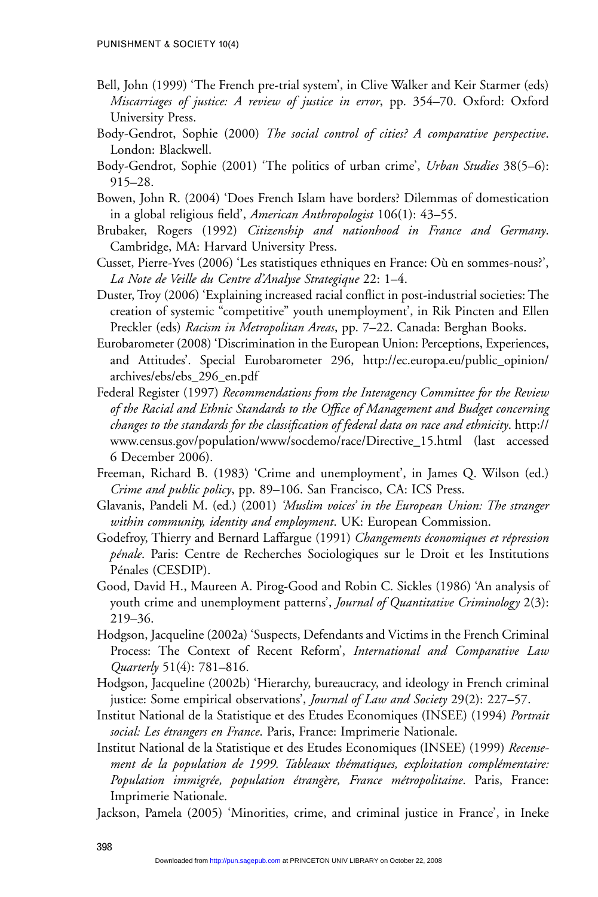Bell, John (1999) 'The French pre-trial system', in Clive Walker and Keir Starmer (eds) *Miscarriages of justice: A review of justice in error*, pp. 354–70. Oxford: Oxford University Press.

Body-Gendrot, Sophie (2000) *The social control of cities? A comparative perspective*. London: Blackwell.

Body-Gendrot, Sophie (2001) 'The politics of urban crime', *Urban Studies* 38(5–6): 915–28.

Bowen, John R. (2004) 'Does French Islam have borders? Dilemmas of domestication in a global religious field', *American Anthropologist* 106(1): 43–55.

Brubaker, Rogers (1992) *Citizenship and nationhood in France and Germany*. Cambridge, MA: Harvard University Press.

Cusset, Pierre-Yves (2006) 'Les statistiques ethniques en France: Où en sommes-nous?', *La Note de Veille du Centre d'Analyse Strategique* 22: 1–4.

Duster, Troy (2006) 'Explaining increased racial conflict in post-industrial societies: The creation of systemic "competitive" youth unemployment', in Rik Pincten and Ellen Preckler (eds) *Racism in Metropolitan Areas*, pp. 7–22. Canada: Berghan Books.

Eurobarometer (2008) 'Discrimination in the European Union: Perceptions, Experiences, and Attitudes'. Special Eurobarometer 296, http://ec.europa.eu/public_opinion/archives/ebs/ebs_296_en.pdf

Federal Register (1997) *Recommendations from the Interagency Committee for the Review of the Racial and Ethnic Standards to the Office of Management and Budget concerning changes to the standards for the classification of federal data on race and ethnicity*. http://www.census.gov/population/www/socdemo/race/Directive_15.html (last accessed 6 December 2006).

Freeman, Richard B. (1983) 'Crime and unemployment', in James Q. Wilson (ed.) *Crime and public policy*, pp. 89–106. San Francisco, CA: ICS Press.

Glavanis, Pandeli M. (ed.) (2001) *'Muslim voices' in the European Union: The stranger within community, identity and employment*. UK: European Commission.

Godefroy, Thierry and Bernard Laffargue (1991) *Changements économiques et répression pénale*. Paris: Centre de Recherches Sociologiques sur le Droit et les Institutions Pénales (CESDIP).

Good, David H., Maureen A. Pirog-Good and Robin C. Sickles (1986) 'An analysis of youth crime and unemployment patterns', *Journal of Quantitative Criminology* 2(3): 219–36.

Hodgson, Jacqueline (2002a) 'Suspects, Defendants and Victims in the French Criminal Process: The Context of Recent Reform', *International and Comparative Law Quarterly* 51(4): 781–816.

Hodgson, Jacqueline (2002b) 'Hierarchy, bureaucracy, and ideology in French criminal justice: Some empirical observations', *Journal of Law and Society* 29(2): 227–57.

Institut National de la Statistique et des Etudes Economiques (INSEE) (1994) *Portrait social: Les étrangers en France*. Paris, France: Imprimerie Nationale.

Institut National de la Statistique et des Etudes Economiques (INSEE) (1999) *Recensement de la population de 1999. Tableaux thématiques, exploitation complémentaire: Population immigrée, population étrangère, France métropolitaine*. Paris, France: Imprimerie Nationale.

Jackson, Pamela (2005) 'Minorities, crime, and criminal justice in France', in Ineke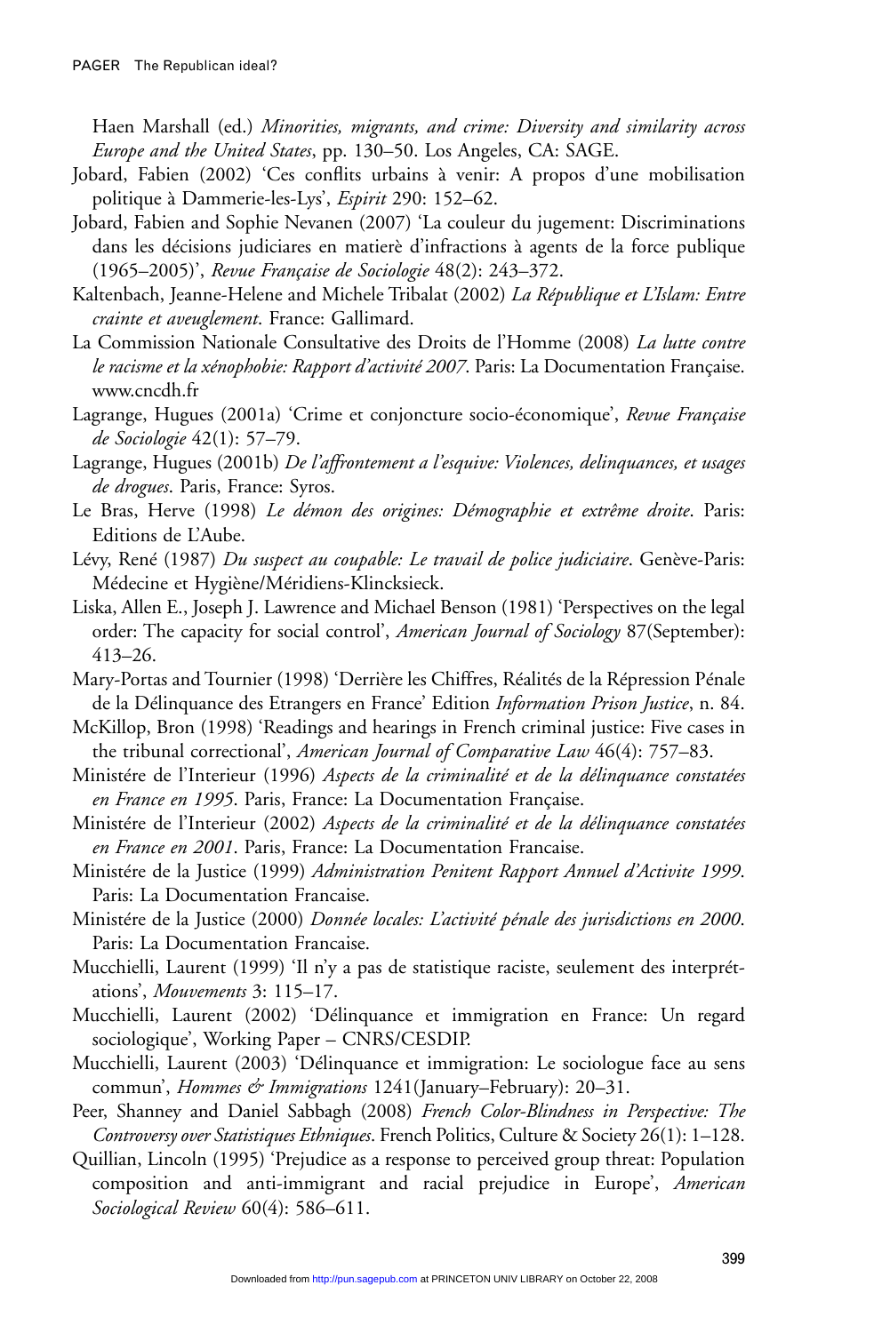Haen Marshall (ed.) *Minorities, migrants, and crime: Diversity and similarity across Europe and the United States*, pp. 130–50. Los Angeles, CA: SAGE.

Jobard, Fabien (2002) 'Ces conflits urbains à venir: A propos d'une mobilisation politique à Dammerie-les-Lys', *Espirit* 290: 152–62.

Jobard, Fabien and Sophie Nevanen (2007) 'La couleur du jugement: Discriminations dans les décisions judiciares en matierè d'infractions à agents de la force publique (1965–2005)', *Revue Française de Sociologie* 48(2): 243–372.

Kaltenbach, Jeanne-Helene and Michele Tribalat (2002) *La République et L'Islam: Entre crainte et aveuglement*. France: Gallimard.

La Commission Nationale Consultative des Droits de l'Homme (2008) *La lutte contre le racisme et la xénophobie: Rapport d'activité 2007*. Paris: La Documentation Française. www.cncdh.fr

Lagrange, Hugues (2001a) 'Crime et conjoncture socio-économique', *Revue Française de Sociologie* 42(1): 57–79.

Lagrange, Hugues (2001b) *De l'affrontement a l'esquive: Violences, delinquances, et usages de drogues*. Paris, France: Syros.

Le Bras, Herve (1998) *Le démon des origines: Démographie et extrême droite*. Paris: Editions de L'Aube.

Lévy, René (1987) *Du suspect au coupable: Le travail de police judiciaire*. Genève-Paris: Médecine et Hygiène/Méridiens-Klincksieck.

Liska, Allen E., Joseph J. Lawrence and Michael Benson (1981) 'Perspectives on the legal order: The capacity for social control', *American Journal of Sociology* 87(September): 413–26.

Mary-Portas and Tournier (1998) 'Derrière les Chiffres, Réalités de la Répression Pénale de la Délinquance des Etrangers en France' Edition *Information Prison Justice*, n. 84.

McKillop, Bron (1998) 'Readings and hearings in French criminal justice: Five cases in the tribunal correctional', *American Journal of Comparative Law* 46(4): 757–83.

Ministére de l'Interieur (1996) *Aspects de la criminalité et de la délinquance constatées en France en 1995*. Paris, France: La Documentation Française.

Ministére de l'Interieur (2002) *Aspects de la criminalité et de la délinquance constatées en France en 2001*. Paris, France: La Documentation Francaise.

Ministére de la Justice (1999) *Administration Penitent Rapport Annuel d'Activite 1999*. Paris: La Documentation Francaise.

Ministére de la Justice (2000) *Donnée locales: L'activité pénale des jurisdictions en 2000*. Paris: La Documentation Francaise.

Mucchielli, Laurent (1999) 'Il n'y a pas de statistique raciste, seulement des interprétations', *Mouvements* 3: 115–17.

Mucchielli, Laurent (2002) 'Délinquance et immigration en France: Un regard sociologique', Working Paper – CNRS/CESDIP.

Mucchielli, Laurent (2003) 'Délinquance et immigration: Le sociologue face au sens commun', *Hommes & Immigrations* 1241(January–February): 20–31.

Peer, Shanney and Daniel Sabbagh (2008) *French Color-Blindness in Perspective: The Controversy over Statistiques Ethniques*. French Politics, Culture & Society 26(1): 1–128.

Quillian, Lincoln (1995) 'Prejudice as a response to perceived group threat: Population composition and anti-immigrant and racial prejudice in Europe', *American Sociological Review* 60(4): 586–611.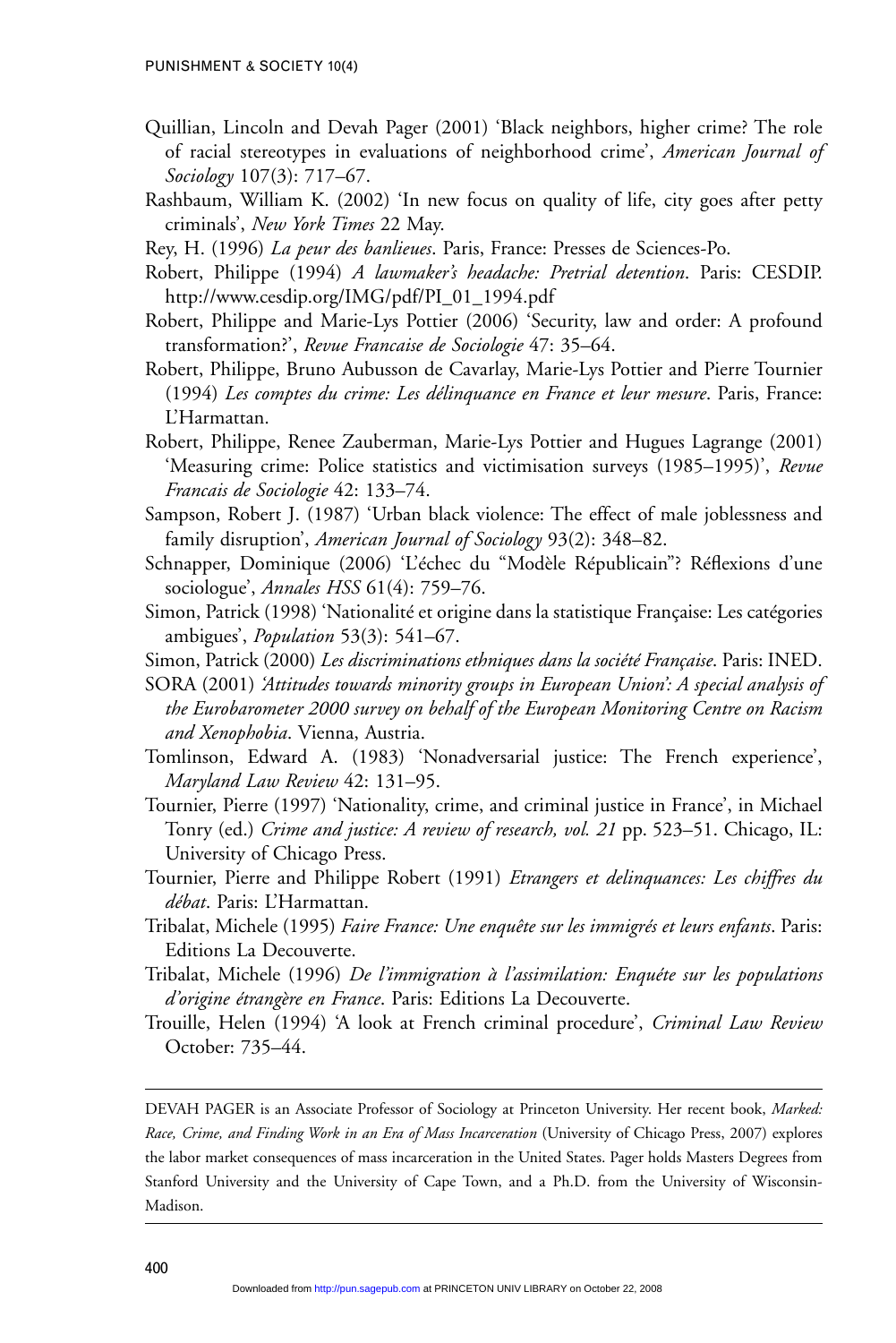Quillian, Lincoln and Devah Pager (2001) 'Black neighbors, higher crime? The role of racial stereotypes in evaluations of neighborhood crime', *American Journal of Sociology* 107(3): 717–67.

Rashbaum, William K. (2002) 'In new focus on quality of life, city goes after petty criminals', *New York Times* 22 May.

Rey, H. (1996) *La peur des banlieues*. Paris, France: Presses de Sciences-Po.

Robert, Philippe (1994) *A lawmaker's headache: Pretrial detention*. Paris: CESDIP. http://www.cesdip.org/IMG/pdf/PI_01_1994.pdf

Robert, Philippe and Marie-Lys Pottier (2006) 'Security, law and order: A profound transformation?', *Revue Francaise de Sociologie* 47: 35–64.

Robert, Philippe, Bruno Aubusson de Cavarlay, Marie-Lys Pottier and Pierre Tournier (1994) *Les comptes du crime: Les délinquance en France et leur mesure*. Paris, France: L'Harmattan.

Robert, Philippe, Renee Zauberman, Marie-Lys Pottier and Hugues Lagrange (2001) 'Measuring crime: Police statistics and victimisation surveys (1985–1995)', *Revue Francais de Sociologie* 42: 133–74.

Sampson, Robert J. (1987) 'Urban black violence: The effect of male joblessness and family disruption', *American Journal of Sociology* 93(2): 348–82.

Schnapper, Dominique (2006) 'L'échec du "Modèle Républicain"? Réflexions d'une sociologue', *Annales HSS* 61(4): 759–76.

Simon, Patrick (1998) 'Nationalité et origine dans la statistique Française: Les catégories ambigues', *Population* 53(3): 541–67.

Simon, Patrick (2000) *Les discriminations ethniques dans la société Française*. Paris: INED.

SORA (2001) *'Attitudes towards minority groups in European Union': A special analysis of the Eurobarometer 2000 survey on behalf of the European Monitoring Centre on Racism and Xenophobia*. Vienna, Austria.

Tomlinson, Edward A. (1983) 'Nonadversarial justice: The French experience', *Maryland Law Review* 42: 131–95.

Tournier, Pierre (1997) 'Nationality, crime, and criminal justice in France', in Michael Tonry (ed.) *Crime and justice: A review of research, vol. 21* pp. 523–51. Chicago, IL: University of Chicago Press.

Tournier, Pierre and Philippe Robert (1991) *Etrangers et delinquances: Les chiffres du débat*. Paris: L'Harmattan.

Tribalat, Michele (1995) *Faire France: Une enquête sur les immigrés et leurs enfants*. Paris: Editions La Decouverte.

Tribalat, Michele (1996) *De l'immigration à l'assimilation: Enquéte sur les populations d'origine étrangère en France*. Paris: Editions La Decouverte.

Trouille, Helen (1994) 'A look at French criminal procedure', *Criminal Law Review* October: 735–44.

---

DEVAH PAGER is an Associate Professor of Sociology at Princeton University. Her recent book, *Marked: Race, Crime, and Finding Work in an Era of Mass Incarceration* (University of Chicago Press, 2007) explores the labor market consequences of mass incarceration in the United States. Pager holds Masters Degrees from Stanford University and the University of Cape Town, and a Ph.D. from the University of Wisconsin-Madison.